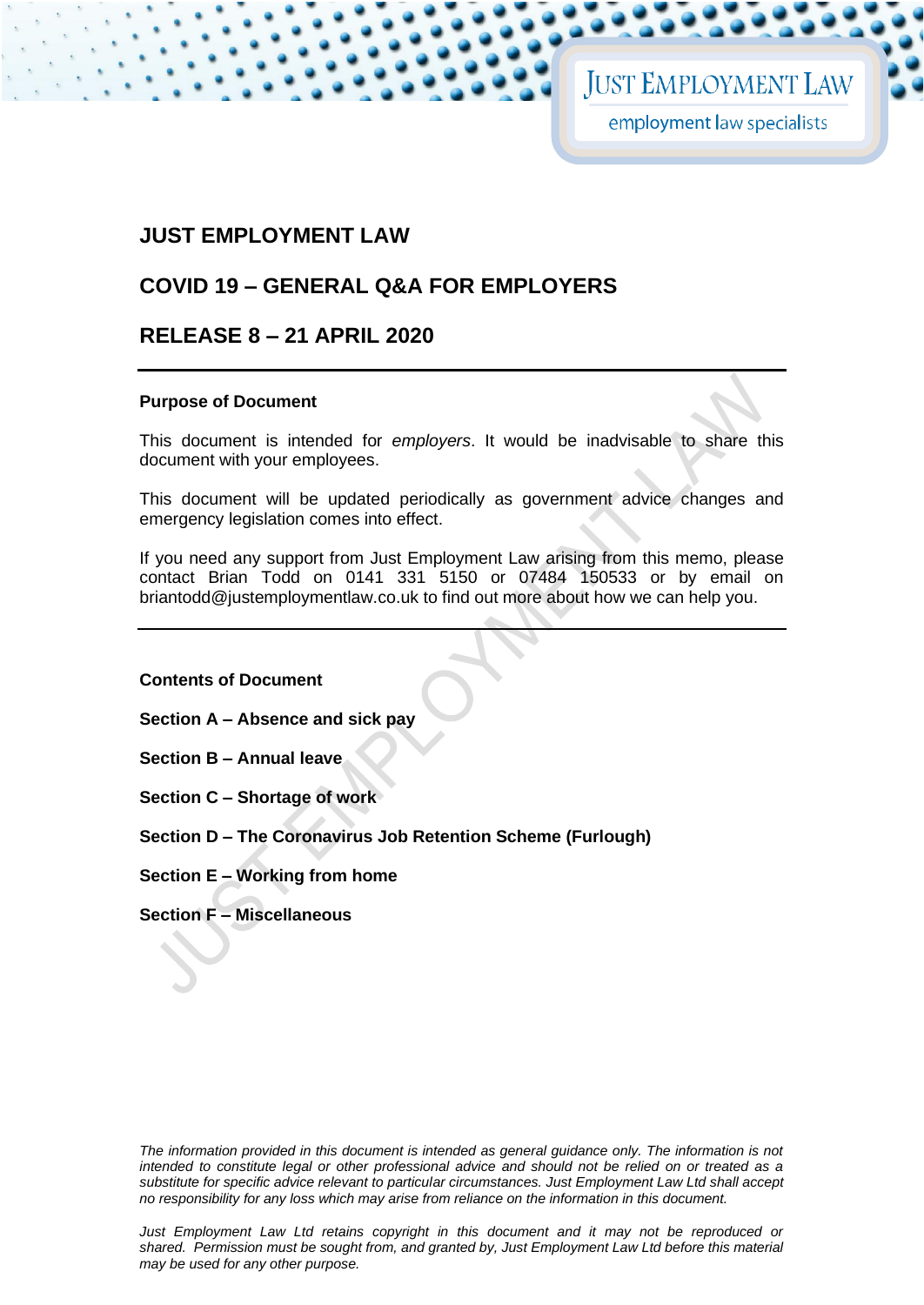# JUST EMPLOYMENT LAW

## COVID 19 – GENERAL Q&A FOR EMPLOYERS

## RELEASE 8 – 21 APRIL 2020

---

**Purpose of Document**

This document is intended for *employers*. It would be inadvisable to share this document with your employees.

This document will be updated periodically as government advice changes and emergency legislation comes into effect.

If you need any support from Just Employment Law arising from this memo, please contact Brian Todd on 0141 331 5150 or 07484 150533 or by email on briantodd@justemploymentlaw.co.uk to find out more about how we can help you.

---

**Contents of Document**

**Section A – Absence and sick pay**

**Section B – Annual leave**

**Section C – Shortage of work**

**Section D – The Coronavirus Job Retention Scheme (Furlough)**

**Section E – Working from home**

**Section F – Miscellaneous**

*The information provided in this document is intended as general guidance only. The information is not intended to constitute legal or other professional advice and should not be relied on or treated as a substitute for specific advice relevant to particular circumstances. Just Employment Law Ltd shall accept no responsibility for any loss which may arise from reliance on the information in this document.*

*Just Employment Law Ltd retains copyright in this document and it may not be reproduced or shared. Permission must be sought from, and granted by, Just Employment Law Ltd before this material may be used for any other purpose.*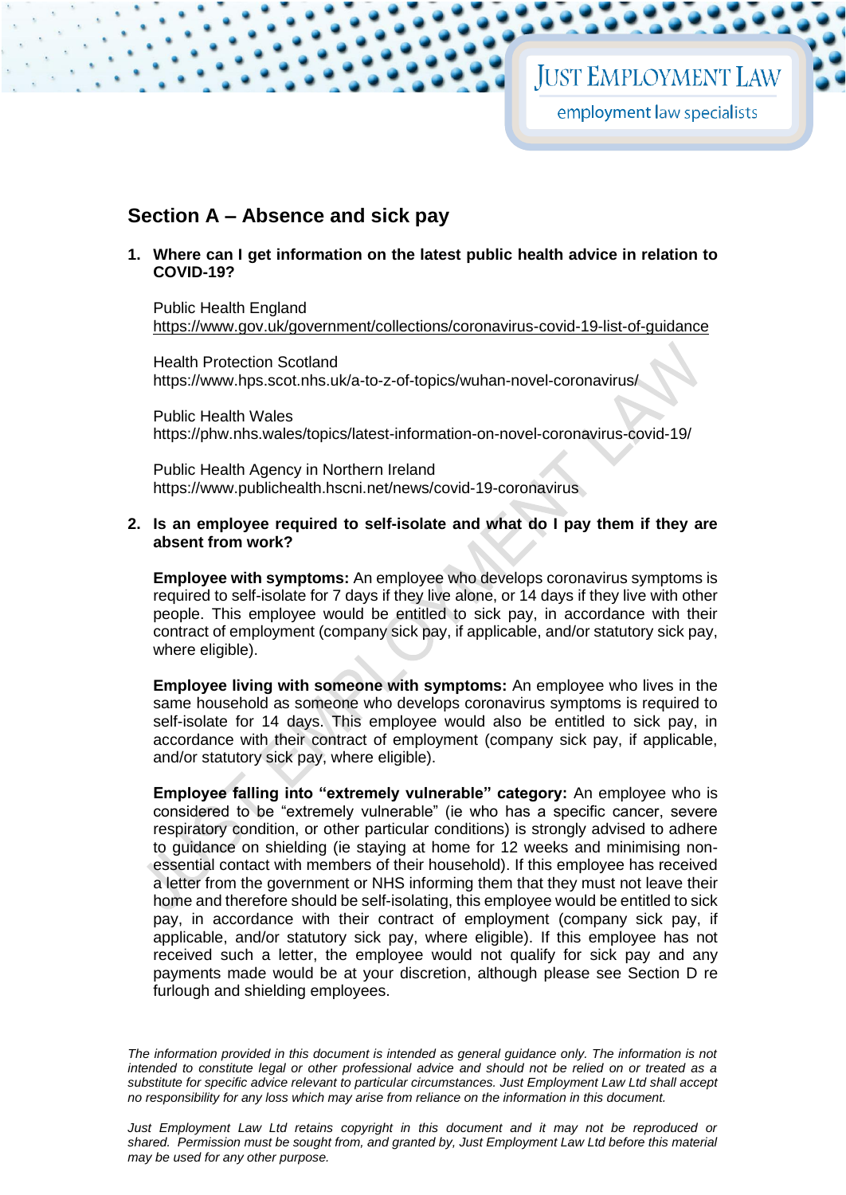## Section A – Absence and sick pay

1. **Where can I get information on the latest public health advice in relation to COVID-19?**

   Public Health England
   https://www.gov.uk/government/collections/coronavirus-covid-19-list-of-guidance

   Health Protection Scotland
   https://www.hps.scot.nhs.uk/a-to-z-of-topics/wuhan-novel-coronavirus/

   Public Health Wales
   https://phw.nhs.wales/topics/latest-information-on-novel-coronavirus-covid-19/

   Public Health Agency in Northern Ireland
   https://www.publichealth.hscni.net/news/covid-19-coronavirus

2. **Is an employee required to self-isolate and what do I pay them if they are absent from work?**

   **Employee with symptoms:** An employee who develops coronavirus symptoms is required to self-isolate for 7 days if they live alone, or 14 days if they live with other people. This employee would be entitled to sick pay, in accordance with their contract of employment (company sick pay, if applicable, and/or statutory sick pay, where eligible).

   **Employee living with someone with symptoms:** An employee who lives in the same household as someone who develops coronavirus symptoms is required to self-isolate for 14 days. This employee would also be entitled to sick pay, in accordance with their contract of employment (company sick pay, if applicable, and/or statutory sick pay, where eligible).

   **Employee falling into "extremely vulnerable" category:** An employee who is considered to be "extremely vulnerable" (ie who has a specific cancer, severe respiratory condition, or other particular conditions) is strongly advised to adhere to guidance on shielding (ie staying at home for 12 weeks and minimising non-essential contact with members of their household). If this employee has received a letter from the government or NHS informing them that they must not leave their home and therefore should be self-isolating, this employee would be entitled to sick pay, in accordance with their contract of employment (company sick pay, if applicable, and/or statutory sick pay, where eligible). If this employee has not received such a letter, the employee would not qualify for sick pay and any payments made would be at your discretion, although please see Section D re furlough and shielding employees.

*The information provided in this document is intended as general guidance only. The information is not intended to constitute legal or other professional advice and should not be relied on or treated as a substitute for specific advice relevant to particular circumstances. Just Employment Law Ltd shall accept no responsibility for any loss which may arise from reliance on the information in this document.*

*Just Employment Law Ltd retains copyright in this document and it may not be reproduced or shared. Permission must be sought from, and granted by, Just Employment Law Ltd before this material may be used for any other purpose.*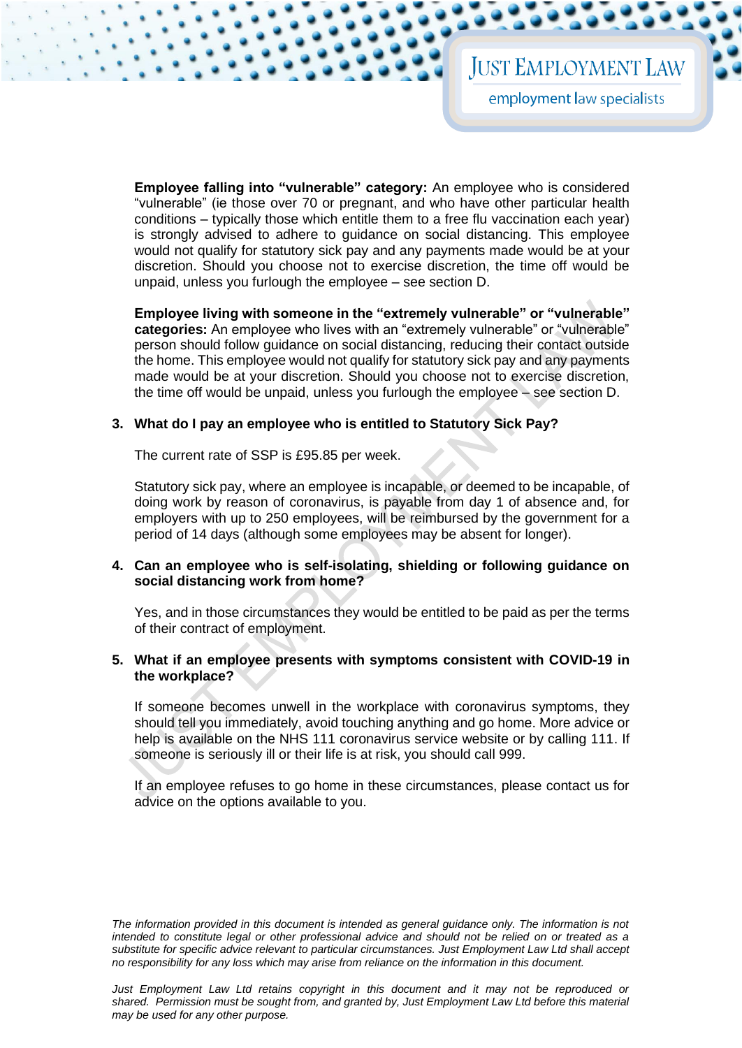**Employee falling into "vulnerable" category:** An employee who is considered "vulnerable" (ie those over 70 or pregnant, and who have other particular health conditions – typically those which entitle them to a free flu vaccination each year) is strongly advised to adhere to guidance on social distancing. This employee would not qualify for statutory sick pay and any payments made would be at your discretion. Should you choose not to exercise discretion, the time off would be unpaid, unless you furlough the employee – see section D.

**Employee living with someone in the "extremely vulnerable" or "vulnerable" categories:** An employee who lives with an "extremely vulnerable" or "vulnerable" person should follow guidance on social distancing, reducing their contact outside the home. This employee would not qualify for statutory sick pay and any payments made would be at your discretion. Should you choose not to exercise discretion, the time off would be unpaid, unless you furlough the employee – see section D.

3. **What do I pay an employee who is entitled to Statutory Sick Pay?**

   The current rate of SSP is £95.85 per week.

   Statutory sick pay, where an employee is incapable, or deemed to be incapable, of doing work by reason of coronavirus, is payable from day 1 of absence and, for employers with up to 250 employees, will be reimbursed by the government for a period of 14 days (although some employees may be absent for longer).

4. **Can an employee who is self-isolating, shielding or following guidance on social distancing work from home?**

   Yes, and in those circumstances they would be entitled to be paid as per the terms of their contract of employment.

5. **What if an employee presents with symptoms consistent with COVID-19 in the workplace?**

   If someone becomes unwell in the workplace with coronavirus symptoms, they should tell you immediately, avoid touching anything and go home. More advice or help is available on the NHS 111 coronavirus service website or by calling 111. If someone is seriously ill or their life is at risk, you should call 999.

   If an employee refuses to go home in these circumstances, please contact us for advice on the options available to you.

*The information provided in this document is intended as general guidance only. The information is not intended to constitute legal or other professional advice and should not be relied on or treated as a substitute for specific advice relevant to particular circumstances. Just Employment Law Ltd shall accept no responsibility for any loss which may arise from reliance on the information in this document.*

*Just Employment Law Ltd retains copyright in this document and it may not be reproduced or shared. Permission must be sought from, and granted by, Just Employment Law Ltd before this material may be used for any other purpose.*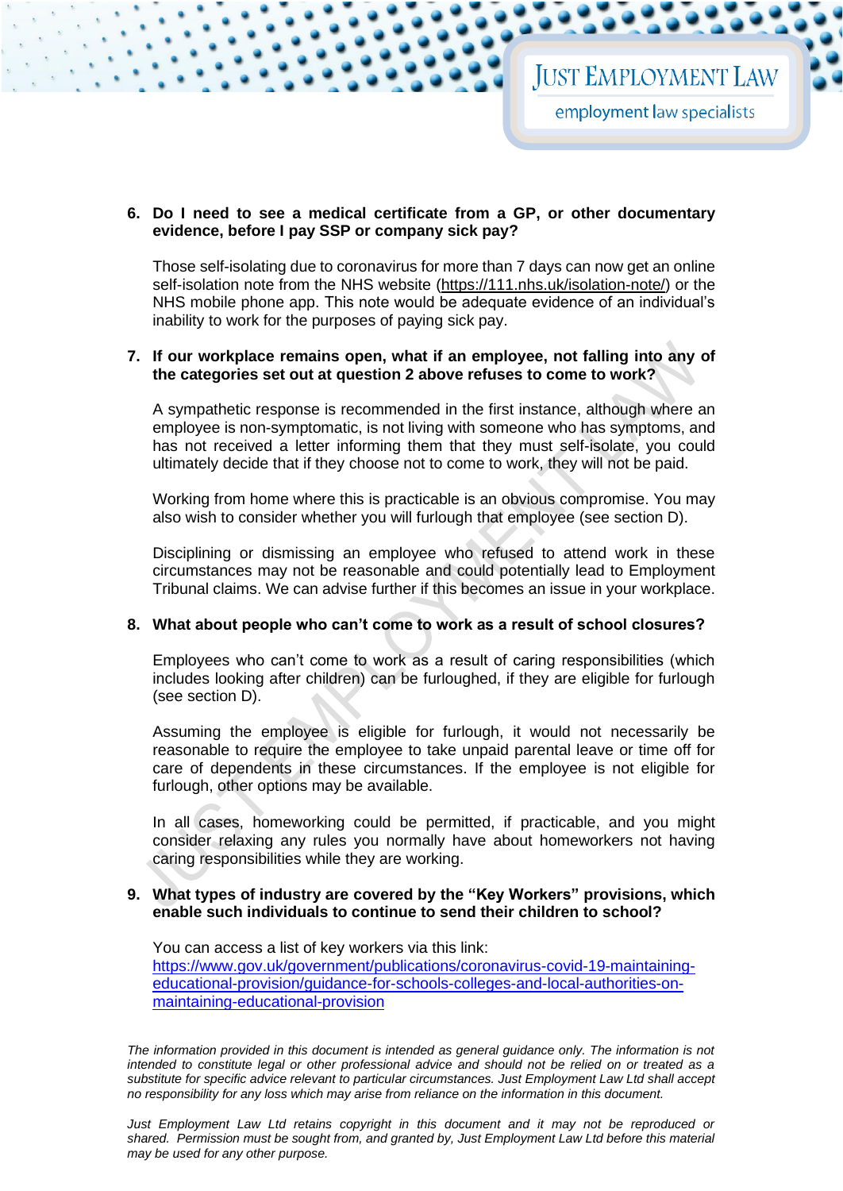6. **Do I need to see a medical certificate from a GP, or other documentary evidence, before I pay SSP or company sick pay?**

   Those self-isolating due to coronavirus for more than 7 days can now get an online self-isolation note from the NHS website (https://111.nhs.uk/isolation-note/) or the NHS mobile phone app. This note would be adequate evidence of an individual's inability to work for the purposes of paying sick pay.

7. **If our workplace remains open, what if an employee, not falling into any of the categories set out at question 2 above refuses to come to work?**

   A sympathetic response is recommended in the first instance, although where an employee is non-symptomatic, is not living with someone who has symptoms, and has not received a letter informing them that they must self-isolate, you could ultimately decide that if they choose not to come to work, they will not be paid.

   Working from home where this is practicable is an obvious compromise. You may also wish to consider whether you will furlough that employee (see section D).

   Disciplining or dismissing an employee who refused to attend work in these circumstances may not be reasonable and could potentially lead to Employment Tribunal claims. We can advise further if this becomes an issue in your workplace.

8. **What about people who can't come to work as a result of school closures?**

   Employees who can't come to work as a result of caring responsibilities (which includes looking after children) can be furloughed, if they are eligible for furlough (see section D).

   Assuming the employee is eligible for furlough, it would not necessarily be reasonable to require the employee to take unpaid parental leave or time off for care of dependents in these circumstances. If the employee is not eligible for furlough, other options may be available.

   In all cases, homeworking could be permitted, if practicable, and you might consider relaxing any rules you normally have about homeworkers not having caring responsibilities while they are working.

9. **What types of industry are covered by the "Key Workers" provisions, which enable such individuals to continue to send their children to school?**

   You can access a list of key workers via this link: https://www.gov.uk/government/publications/coronavirus-covid-19-maintaining-educational-provision/guidance-for-schools-colleges-and-local-authorities-on-maintaining-educational-provision

*The information provided in this document is intended as general guidance only. The information is not intended to constitute legal or other professional advice and should not be relied on or treated as a substitute for specific advice relevant to particular circumstances. Just Employment Law Ltd shall accept no responsibility for any loss which may arise from reliance on the information in this document.*

*Just Employment Law Ltd retains copyright in this document and it may not be reproduced or shared. Permission must be sought from, and granted by, Just Employment Law Ltd before this material may be used for any other purpose.*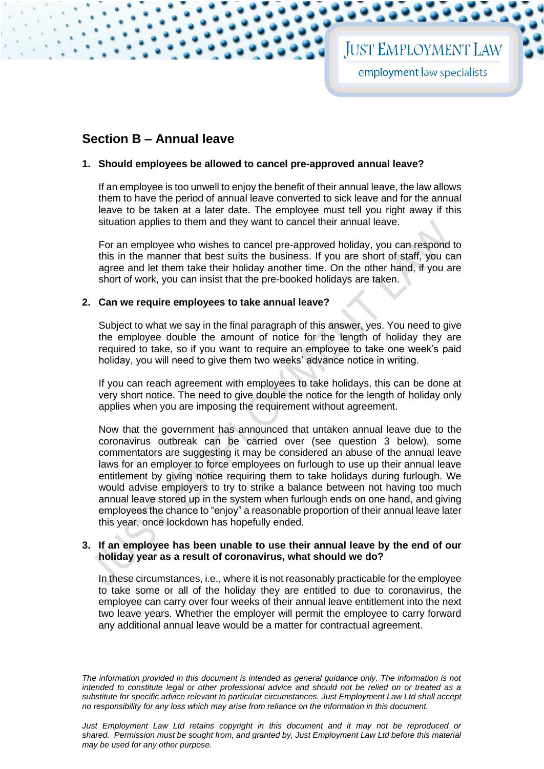## Section B – Annual leave

**1. Should employees be allowed to cancel pre-approved annual leave?**

If an employee is too unwell to enjoy the benefit of their annual leave, the law allows them to have the period of annual leave converted to sick leave and for the annual leave to be taken at a later date. The employee must tell you right away if this situation applies to them and they want to cancel their annual leave.

For an employee who wishes to cancel pre-approved holiday, you can respond to this in the manner that best suits the business. If you are short of staff, you can agree and let them take their holiday another time. On the other hand, if you are short of work, you can insist that the pre-booked holidays are taken.

**2. Can we require employees to take annual leave?**

Subject to what we say in the final paragraph of this answer, yes. You need to give the employee double the amount of notice for the length of holiday they are required to take, so if you want to require an employee to take one week's paid holiday, you will need to give them two weeks' advance notice in writing.

If you can reach agreement with employees to take holidays, this can be done at very short notice. The need to give double the notice for the length of holiday only applies when you are imposing the requirement without agreement.

Now that the government has announced that untaken annual leave due to the coronavirus outbreak can be carried over (see question 3 below), some commentators are suggesting it may be considered an abuse of the annual leave laws for an employer to force employees on furlough to use up their annual leave entitlement by giving notice requiring them to take holidays during furlough. We would advise employers to try to strike a balance between not having too much annual leave stored up in the system when furlough ends on one hand, and giving employees the chance to "enjoy" a reasonable proportion of their annual leave later this year, once lockdown has hopefully ended.

**3. If an employee has been unable to use their annual leave by the end of our holiday year as a result of coronavirus, what should we do?**

In these circumstances, i.e., where it is not reasonably practicable for the employee to take some or all of the holiday they are entitled to due to coronavirus, the employee can carry over four weeks of their annual leave entitlement into the next two leave years. Whether the employer will permit the employee to carry forward any additional annual leave would be a matter for contractual agreement.

*The information provided in this document is intended as general guidance only. The information is not intended to constitute legal or other professional advice and should not be relied on or treated as a substitute for specific advice relevant to particular circumstances. Just Employment Law Ltd shall accept no responsibility for any loss which may arise from reliance on the information in this document.*

*Just Employment Law Ltd retains copyright in this document and it may not be reproduced or shared. Permission must be sought from, and granted by, Just Employment Law Ltd before this material may be used for any other purpose.*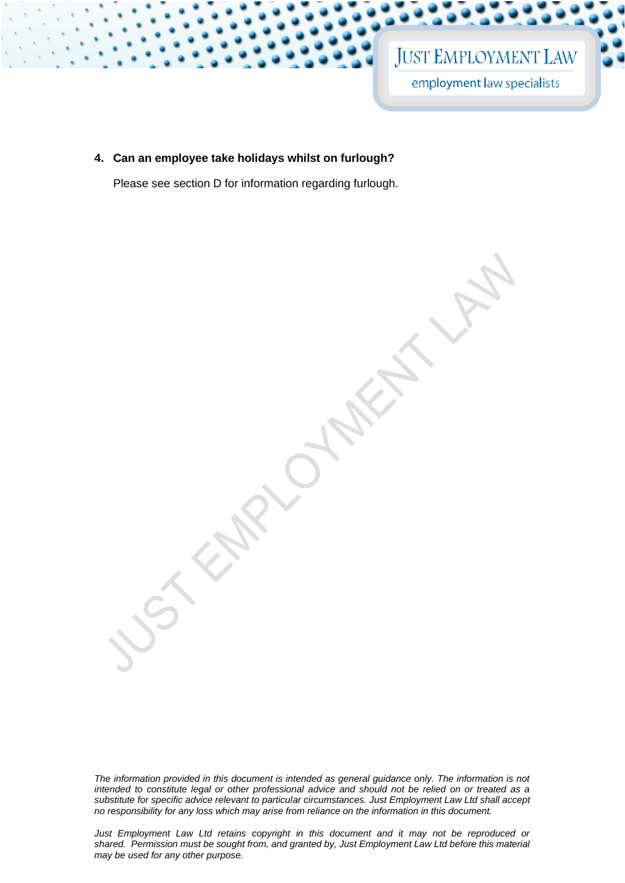4. **Can an employee take holidays whilst on furlough?**

   Please see section D for information regarding furlough.

*The information provided in this document is intended as general guidance only. The information is not intended to constitute legal or other professional advice and should not be relied on or treated as a substitute for specific advice relevant to particular circumstances. Just Employment Law Ltd shall accept no responsibility for any loss which may arise from reliance on the information in this document.*

*Just Employment Law Ltd retains copyright in this document and it may not be reproduced or shared. Permission must be sought from, and granted by, Just Employment Law Ltd before this material may be used for any other purpose.*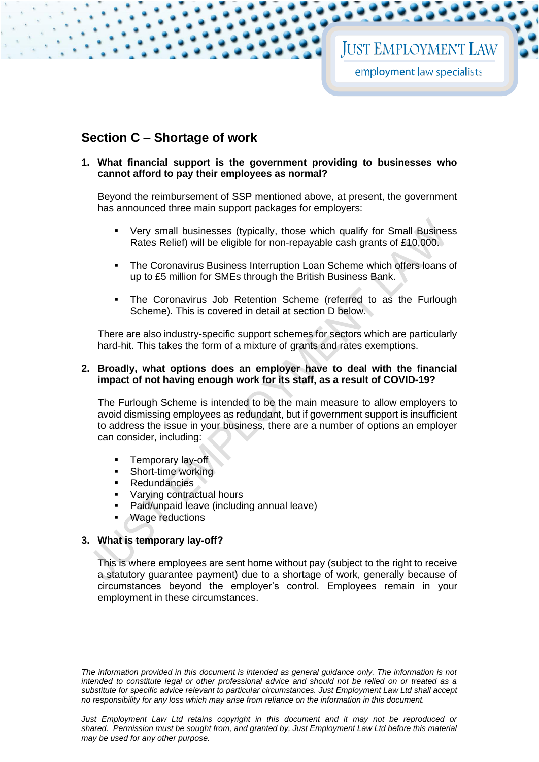## Section C – Shortage of work

1. **What financial support is the government providing to businesses who cannot afford to pay their employees as normal?**

   Beyond the reimbursement of SSP mentioned above, at present, the government has announced three main support packages for employers:

   - Very small businesses (typically, those which qualify for Small Business Rates Relief) will be eligible for non-repayable cash grants of £10,000.
   - The Coronavirus Business Interruption Loan Scheme which offers loans of up to £5 million for SMEs through the British Business Bank.
   - The Coronavirus Job Retention Scheme (referred to as the Furlough Scheme). This is covered in detail at section D below.

   There are also industry-specific support schemes for sectors which are particularly hard-hit. This takes the form of a mixture of grants and rates exemptions.

2. **Broadly, what options does an employer have to deal with the financial impact of not having enough work for its staff, as a result of COVID-19?**

   The Furlough Scheme is intended to be the main measure to allow employers to avoid dismissing employees as redundant, but if government support is insufficient to address the issue in your business, there are a number of options an employer can consider, including:

   - Temporary lay-off
   - Short-time working
   - Redundancies
   - Varying contractual hours
   - Paid/unpaid leave (including annual leave)
   - Wage reductions

3. **What is temporary lay-off?**

   This is where employees are sent home without pay (subject to the right to receive a statutory guarantee payment) due to a shortage of work, generally because of circumstances beyond the employer's control. Employees remain in your employment in these circumstances.

*The information provided in this document is intended as general guidance only. The information is not intended to constitute legal or other professional advice and should not be relied on or treated as a substitute for specific advice relevant to particular circumstances. Just Employment Law Ltd shall accept no responsibility for any loss which may arise from reliance on the information in this document.*

*Just Employment Law Ltd retains copyright in this document and it may not be reproduced or shared. Permission must be sought from, and granted by, Just Employment Law Ltd before this material may be used for any other purpose.*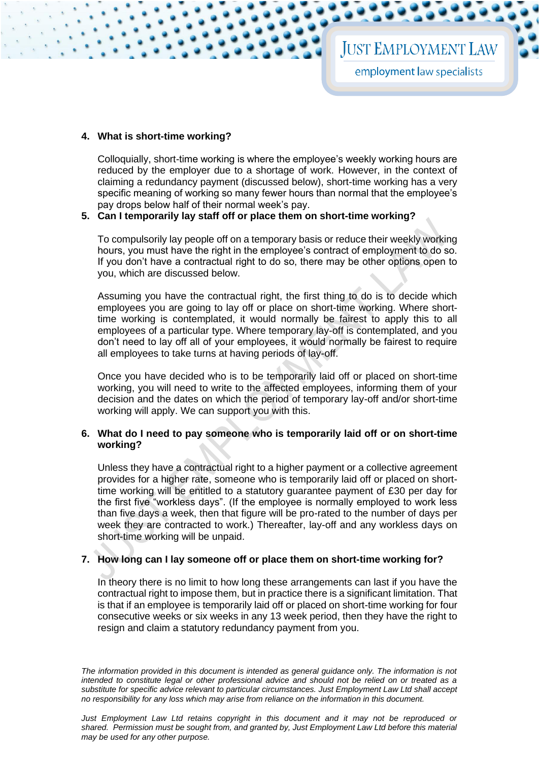4. **What is short-time working?**

   Colloquially, short-time working is where the employee's weekly working hours are reduced by the employer due to a shortage of work. However, in the context of claiming a redundancy payment (discussed below), short-time working has a very specific meaning of working so many fewer hours than normal that the employee's pay drops below half of their normal week's pay.

5. **Can I temporarily lay staff off or place them on short-time working?**

   To compulsorily lay people off on a temporary basis or reduce their weekly working hours, you must have the right in the employee's contract of employment to do so. If you don't have a contractual right to do so, there may be other options open to you, which are discussed below.

   Assuming you have the contractual right, the first thing to do is to decide which employees you are going to lay off or place on short-time working. Where short-time working is contemplated, it would normally be fairest to apply this to all employees of a particular type. Where temporary lay-off is contemplated, and you don't need to lay off all of your employees, it would normally be fairest to require all employees to take turns at having periods of lay-off.

   Once you have decided who is to be temporarily laid off or placed on short-time working, you will need to write to the affected employees, informing them of your decision and the dates on which the period of temporary lay-off and/or short-time working will apply. We can support you with this.

6. **What do I need to pay someone who is temporarily laid off or on short-time working?**

   Unless they have a contractual right to a higher payment or a collective agreement provides for a higher rate, someone who is temporarily laid off or placed on short-time working will be entitled to a statutory guarantee payment of £30 per day for the first five "workless days". (If the employee is normally employed to work less than five days a week, then that figure will be pro-rated to the number of days per week they are contracted to work.) Thereafter, lay-off and any workless days on short-time working will be unpaid.

7. **How long can I lay someone off or place them on short-time working for?**

   In theory there is no limit to how long these arrangements can last if you have the contractual right to impose them, but in practice there is a significant limitation. That is that if an employee is temporarily laid off or placed on short-time working for four consecutive weeks or six weeks in any 13 week period, then they have the right to resign and claim a statutory redundancy payment from you.

*The information provided in this document is intended as general guidance only. The information is not intended to constitute legal or other professional advice and should not be relied on or treated as a substitute for specific advice relevant to particular circumstances. Just Employment Law Ltd shall accept no responsibility for any loss which may arise from reliance on the information in this document.*

*Just Employment Law Ltd retains copyright in this document and it may not be reproduced or shared. Permission must be sought from, and granted by, Just Employment Law Ltd before this material may be used for any other purpose.*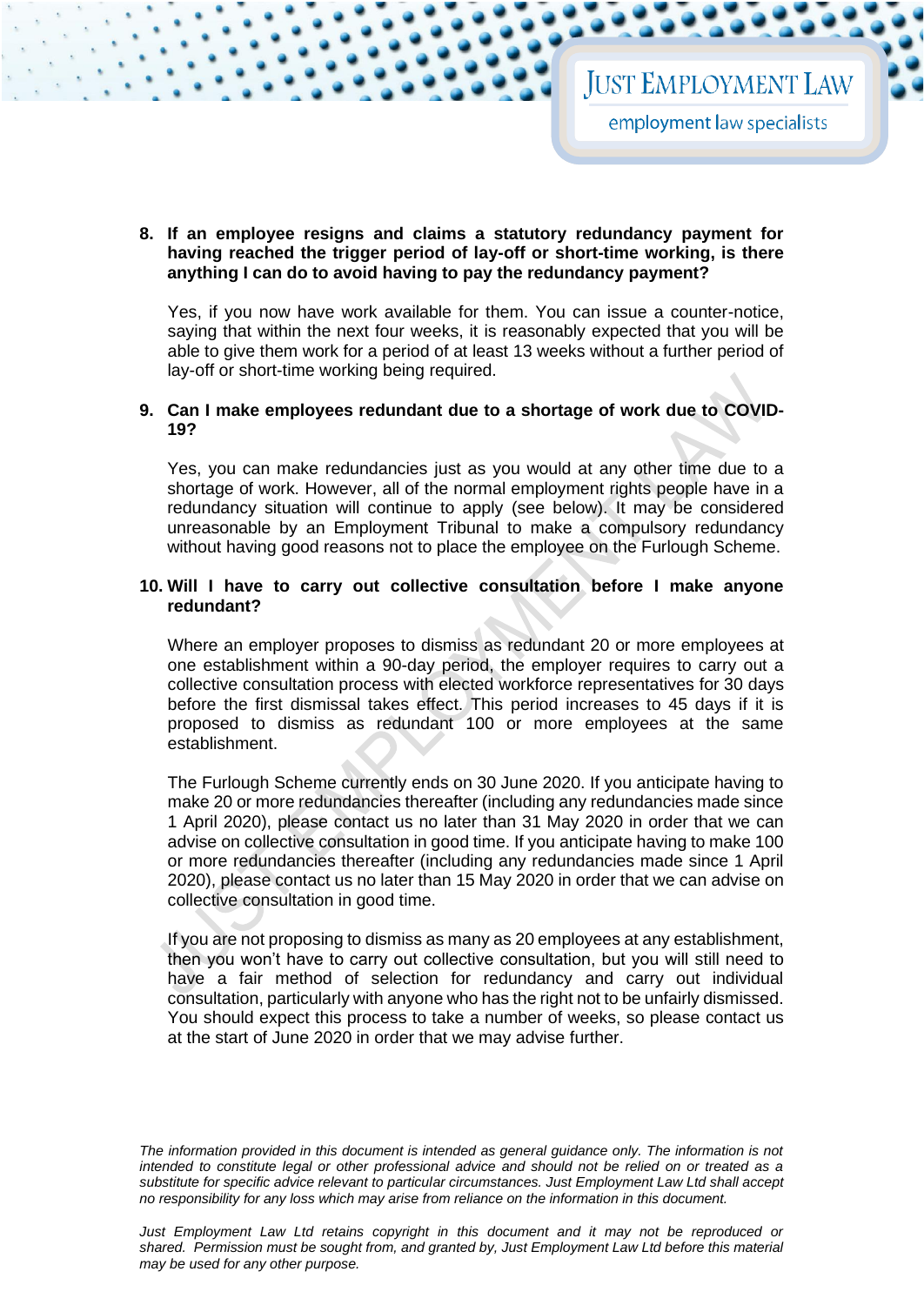**8. If an employee resigns and claims a statutory redundancy payment for having reached the trigger period of lay-off or short-time working, is there anything I can do to avoid having to pay the redundancy payment?**

Yes, if you now have work available for them. You can issue a counter-notice, saying that within the next four weeks, it is reasonably expected that you will be able to give them work for a period of at least 13 weeks without a further period of lay-off or short-time working being required.

**9. Can I make employees redundant due to a shortage of work due to COVID-19?**

Yes, you can make redundancies just as you would at any other time due to a shortage of work. However, all of the normal employment rights people have in a redundancy situation will continue to apply (see below). It may be considered unreasonable by an Employment Tribunal to make a compulsory redundancy without having good reasons not to place the employee on the Furlough Scheme.

**10. Will I have to carry out collective consultation before I make anyone redundant?**

Where an employer proposes to dismiss as redundant 20 or more employees at one establishment within a 90-day period, the employer requires to carry out a collective consultation process with elected workforce representatives for 30 days before the first dismissal takes effect. This period increases to 45 days if it is proposed to dismiss as redundant 100 or more employees at the same establishment.

The Furlough Scheme currently ends on 30 June 2020. If you anticipate having to make 20 or more redundancies thereafter (including any redundancies made since 1 April 2020), please contact us no later than 31 May 2020 in order that we can advise on collective consultation in good time. If you anticipate having to make 100 or more redundancies thereafter (including any redundancies made since 1 April 2020), please contact us no later than 15 May 2020 in order that we can advise on collective consultation in good time.

If you are not proposing to dismiss as many as 20 employees at any establishment, then you won't have to carry out collective consultation, but you will still need to have a fair method of selection for redundancy and carry out individual consultation, particularly with anyone who has the right not to be unfairly dismissed. You should expect this process to take a number of weeks, so please contact us at the start of June 2020 in order that we may advise further.

*The information provided in this document is intended as general guidance only. The information is not intended to constitute legal or other professional advice and should not be relied on or treated as a substitute for specific advice relevant to particular circumstances. Just Employment Law Ltd shall accept no responsibility for any loss which may arise from reliance on the information in this document.*

*Just Employment Law Ltd retains copyright in this document and it may not be reproduced or shared. Permission must be sought from, and granted by, Just Employment Law Ltd before this material may be used for any other purpose.*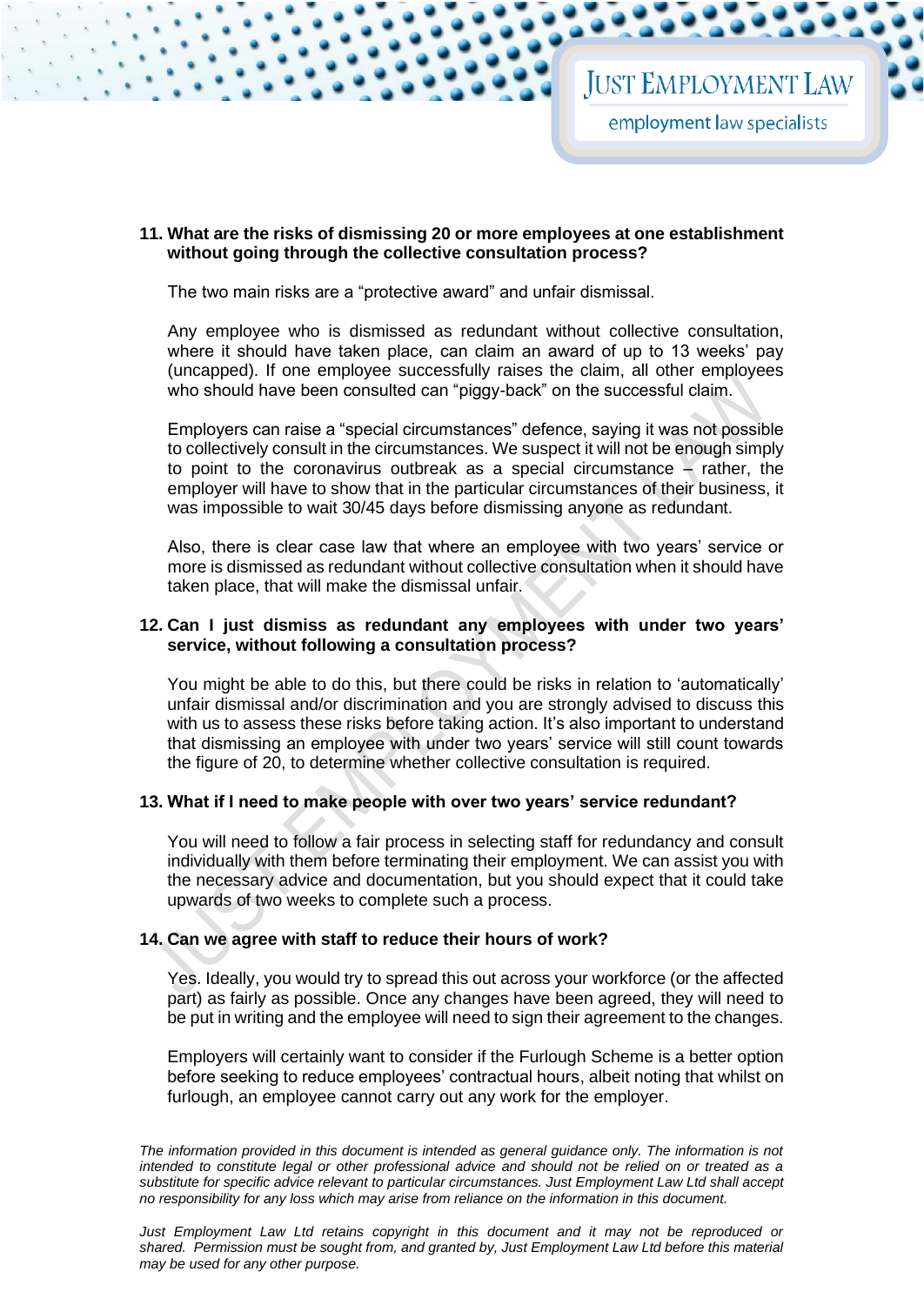**11. What are the risks of dismissing 20 or more employees at one establishment without going through the collective consultation process?**

The two main risks are a "protective award" and unfair dismissal.

Any employee who is dismissed as redundant without collective consultation, where it should have taken place, can claim an award of up to 13 weeks' pay (uncapped). If one employee successfully raises the claim, all other employees who should have been consulted can "piggy-back" on the successful claim.

Employers can raise a "special circumstances" defence, saying it was not possible to collectively consult in the circumstances. We suspect it will not be enough simply to point to the coronavirus outbreak as a special circumstance – rather, the employer will have to show that in the particular circumstances of their business, it was impossible to wait 30/45 days before dismissing anyone as redundant.

Also, there is clear case law that where an employee with two years' service or more is dismissed as redundant without collective consultation when it should have taken place, that will make the dismissal unfair.

**12. Can I just dismiss as redundant any employees with under two years' service, without following a consultation process?**

You might be able to do this, but there could be risks in relation to 'automatically' unfair dismissal and/or discrimination and you are strongly advised to discuss this with us to assess these risks before taking action. It's also important to understand that dismissing an employee with under two years' service will still count towards the figure of 20, to determine whether collective consultation is required.

**13. What if I need to make people with over two years' service redundant?**

You will need to follow a fair process in selecting staff for redundancy and consult individually with them before terminating their employment. We can assist you with the necessary advice and documentation, but you should expect that it could take upwards of two weeks to complete such a process.

**14. Can we agree with staff to reduce their hours of work?**

Yes. Ideally, you would try to spread this out across your workforce (or the affected part) as fairly as possible. Once any changes have been agreed, they will need to be put in writing and the employee will need to sign their agreement to the changes.

Employers will certainly want to consider if the Furlough Scheme is a better option before seeking to reduce employees' contractual hours, albeit noting that whilst on furlough, an employee cannot carry out any work for the employer.

*The information provided in this document is intended as general guidance only. The information is not intended to constitute legal or other professional advice and should not be relied on or treated as a substitute for specific advice relevant to particular circumstances. Just Employment Law Ltd shall accept no responsibility for any loss which may arise from reliance on the information in this document.*

*Just Employment Law Ltd retains copyright in this document and it may not be reproduced or shared. Permission must be sought from, and granted by, Just Employment Law Ltd before this material may be used for any other purpose.*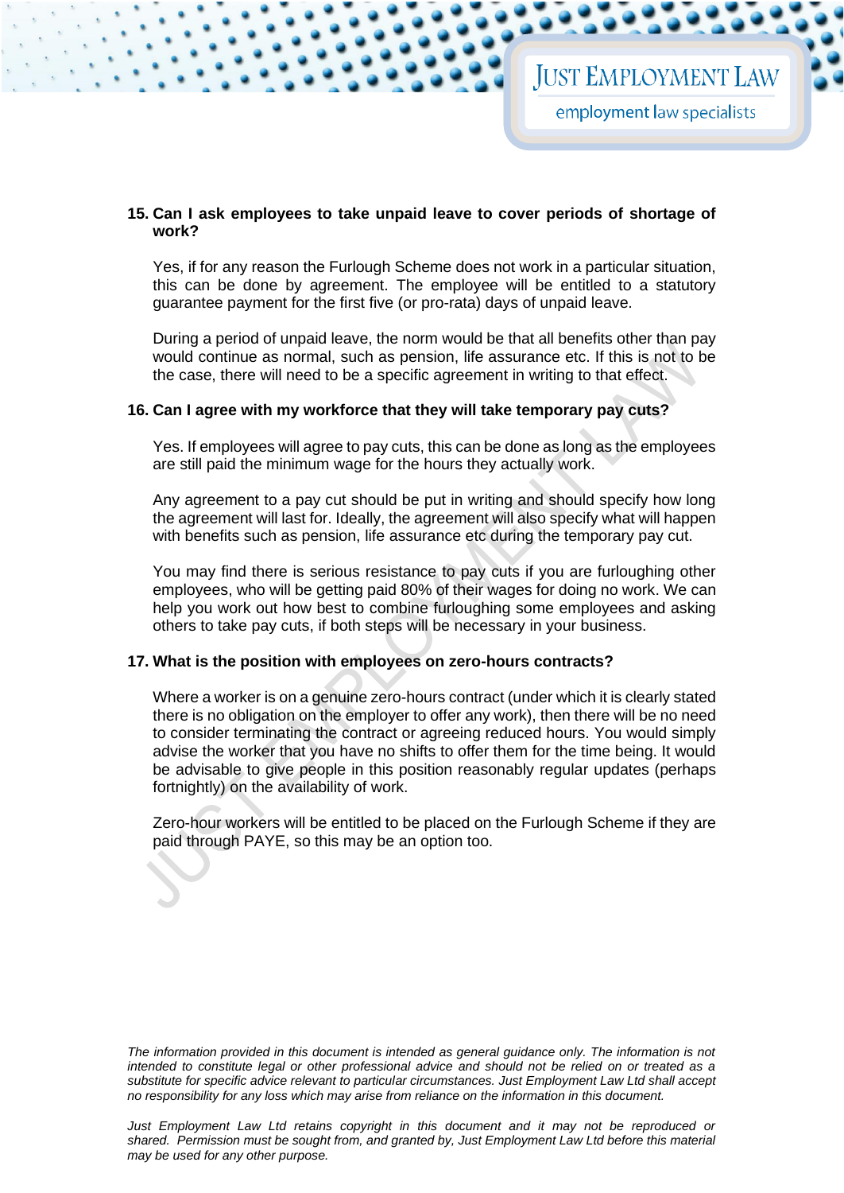**15. Can I ask employees to take unpaid leave to cover periods of shortage of work?**

Yes, if for any reason the Furlough Scheme does not work in a particular situation, this can be done by agreement. The employee will be entitled to a statutory guarantee payment for the first five (or pro-rata) days of unpaid leave.

During a period of unpaid leave, the norm would be that all benefits other than pay would continue as normal, such as pension, life assurance etc. If this is not to be the case, there will need to be a specific agreement in writing to that effect.

**16. Can I agree with my workforce that they will take temporary pay cuts?**

Yes. If employees will agree to pay cuts, this can be done as long as the employees are still paid the minimum wage for the hours they actually work.

Any agreement to a pay cut should be put in writing and should specify how long the agreement will last for. Ideally, the agreement will also specify what will happen with benefits such as pension, life assurance etc during the temporary pay cut.

You may find there is serious resistance to pay cuts if you are furloughing other employees, who will be getting paid 80% of their wages for doing no work. We can help you work out how best to combine furloughing some employees and asking others to take pay cuts, if both steps will be necessary in your business.

**17. What is the position with employees on zero-hours contracts?**

Where a worker is on a genuine zero-hours contract (under which it is clearly stated there is no obligation on the employer to offer any work), then there will be no need to consider terminating the contract or agreeing reduced hours. You would simply advise the worker that you have no shifts to offer them for the time being. It would be advisable to give people in this position reasonably regular updates (perhaps fortnightly) on the availability of work.

Zero-hour workers will be entitled to be placed on the Furlough Scheme if they are paid through PAYE, so this may be an option too.

*The information provided in this document is intended as general guidance only. The information is not intended to constitute legal or other professional advice and should not be relied on or treated as a substitute for specific advice relevant to particular circumstances. Just Employment Law Ltd shall accept no responsibility for any loss which may arise from reliance on the information in this document.*

*Just Employment Law Ltd retains copyright in this document and it may not be reproduced or shared. Permission must be sought from, and granted by, Just Employment Law Ltd before this material may be used for any other purpose.*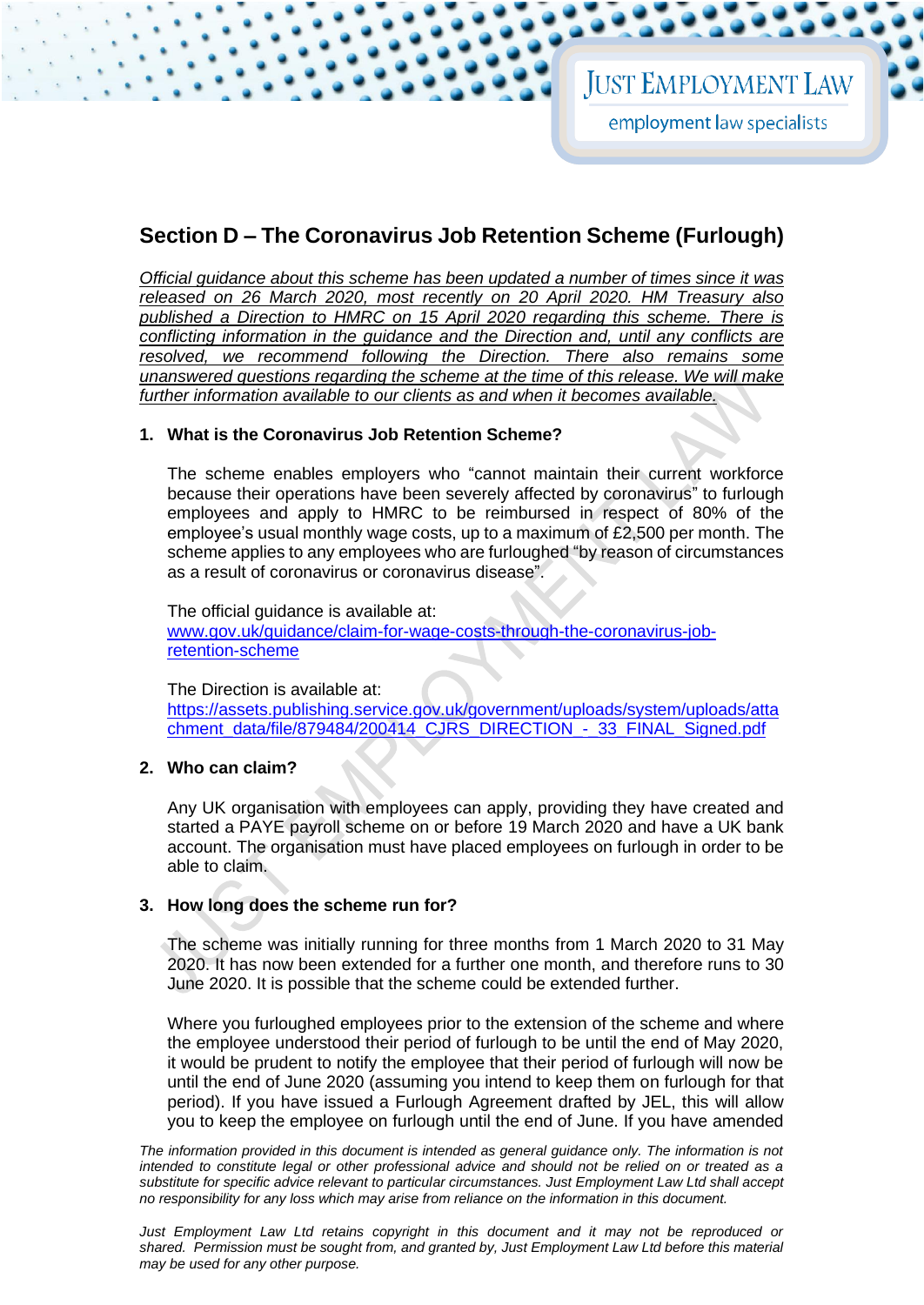## Section D – The Coronavirus Job Retention Scheme (Furlough)

*Official guidance about this scheme has been updated a number of times since it was released on 26 March 2020, most recently on 20 April 2020. HM Treasury also published a Direction to HMRC on 15 April 2020 regarding this scheme. There is conflicting information in the guidance and the Direction and, until any conflicts are resolved, we recommend following the Direction. There also remains some unanswered questions regarding the scheme at the time of this release. We will make further information available to our clients as and when it becomes available.*

### 1. What is the Coronavirus Job Retention Scheme?

The scheme enables employers who "cannot maintain their current workforce because their operations have been severely affected by coronavirus" to furlough employees and apply to HMRC to be reimbursed in respect of 80% of the employee's usual monthly wage costs, up to a maximum of £2,500 per month. The scheme applies to any employees who are furloughed "by reason of circumstances as a result of coronavirus or coronavirus disease".

The official guidance is available at:
www.gov.uk/guidance/claim-for-wage-costs-through-the-coronavirus-job-retention-scheme

The Direction is available at:
https://assets.publishing.service.gov.uk/government/uploads/system/uploads/attachment_data/file/879484/200414_CJRS_DIRECTION_-_33_FINAL_Signed.pdf

### 2. Who can claim?

Any UK organisation with employees can apply, providing they have created and started a PAYE payroll scheme on or before 19 March 2020 and have a UK bank account. The organisation must have placed employees on furlough in order to be able to claim.

### 3. How long does the scheme run for?

The scheme was initially running for three months from 1 March 2020 to 31 May 2020. It has now been extended for a further one month, and therefore runs to 30 June 2020. It is possible that the scheme could be extended further.

Where you furloughed employees prior to the extension of the scheme and where the employee understood their period of furlough to be until the end of May 2020, it would be prudent to notify the employee that their period of furlough will now be until the end of June 2020 (assuming you intend to keep them on furlough for that period). If you have issued a Furlough Agreement drafted by JEL, this will allow you to keep the employee on furlough until the end of June. If you have amended

*The information provided in this document is intended as general guidance only. The information is not intended to constitute legal or other professional advice and should not be relied on or treated as a substitute for specific advice relevant to particular circumstances. Just Employment Law Ltd shall accept no responsibility for any loss which may arise from reliance on the information in this document.*

*Just Employment Law Ltd retains copyright in this document and it may not be reproduced or shared. Permission must be sought from, and granted by, Just Employment Law Ltd before this material may be used for any other purpose.*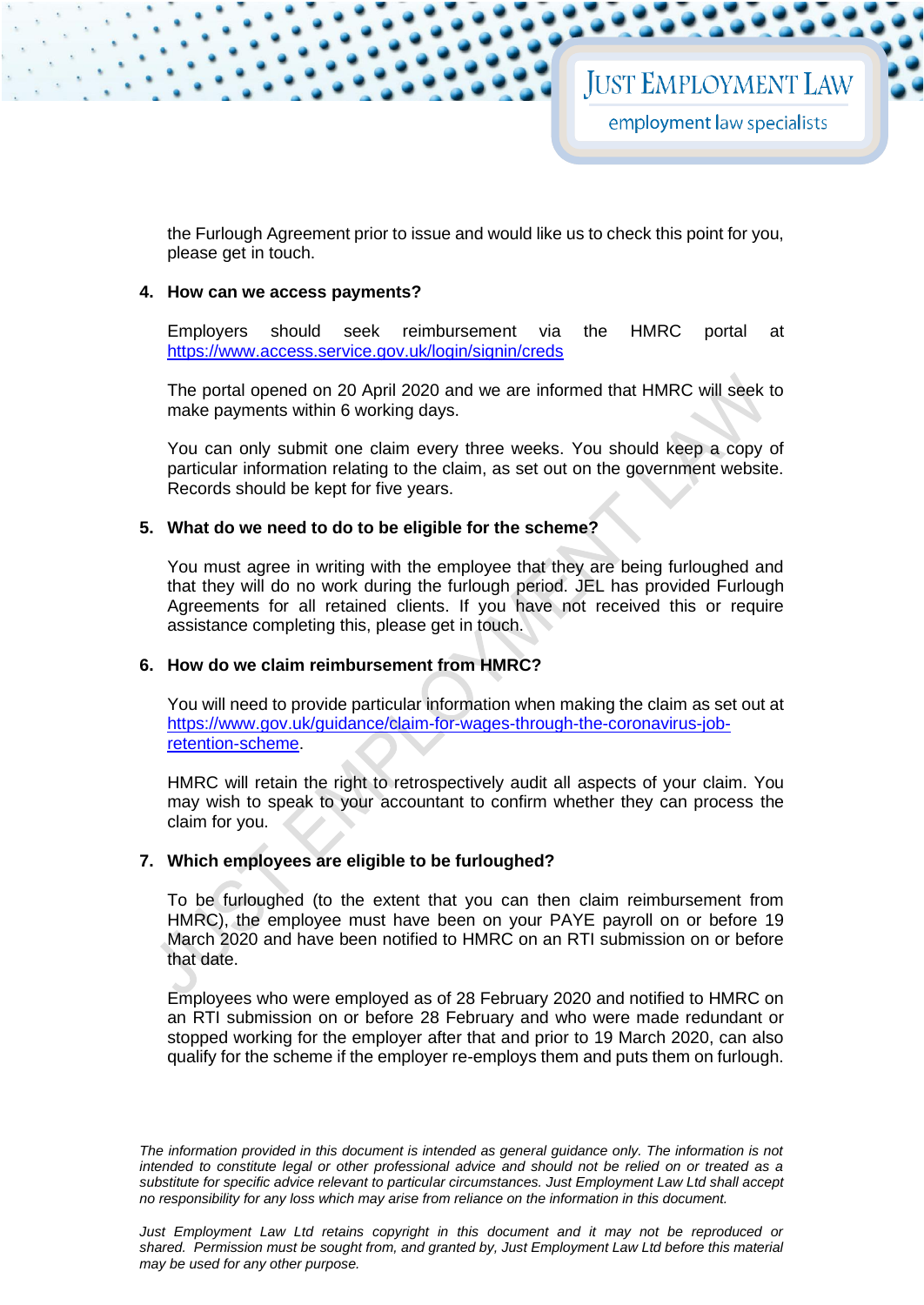the Furlough Agreement prior to issue and would like us to check this point for you, please get in touch.

**4. How can we access payments?**

Employers should seek reimbursement via the HMRC portal at https://www.access.service.gov.uk/login/signin/creds

The portal opened on 20 April 2020 and we are informed that HMRC will seek to make payments within 6 working days.

You can only submit one claim every three weeks. You should keep a copy of particular information relating to the claim, as set out on the government website. Records should be kept for five years.

**5. What do we need to do to be eligible for the scheme?**

You must agree in writing with the employee that they are being furloughed and that they will do no work during the furlough period. JEL has provided Furlough Agreements for all retained clients. If you have not received this or require assistance completing this, please get in touch.

**6. How do we claim reimbursement from HMRC?**

You will need to provide particular information when making the claim as set out at https://www.gov.uk/guidance/claim-for-wages-through-the-coronavirus-job-retention-scheme.

HMRC will retain the right to retrospectively audit all aspects of your claim. You may wish to speak to your accountant to confirm whether they can process the claim for you.

**7. Which employees are eligible to be furloughed?**

To be furloughed (to the extent that you can then claim reimbursement from HMRC), the employee must have been on your PAYE payroll on or before 19 March 2020 and have been notified to HMRC on an RTI submission on or before that date.

Employees who were employed as of 28 February 2020 and notified to HMRC on an RTI submission on or before 28 February and who were made redundant or stopped working for the employer after that and prior to 19 March 2020, can also qualify for the scheme if the employer re-employs them and puts them on furlough.

*The information provided in this document is intended as general guidance only. The information is not intended to constitute legal or other professional advice and should not be relied on or treated as a substitute for specific advice relevant to particular circumstances. Just Employment Law Ltd shall accept no responsibility for any loss which may arise from reliance on the information in this document.*

*Just Employment Law Ltd retains copyright in this document and it may not be reproduced or shared. Permission must be sought from, and granted by, Just Employment Law Ltd before this material may be used for any other purpose.*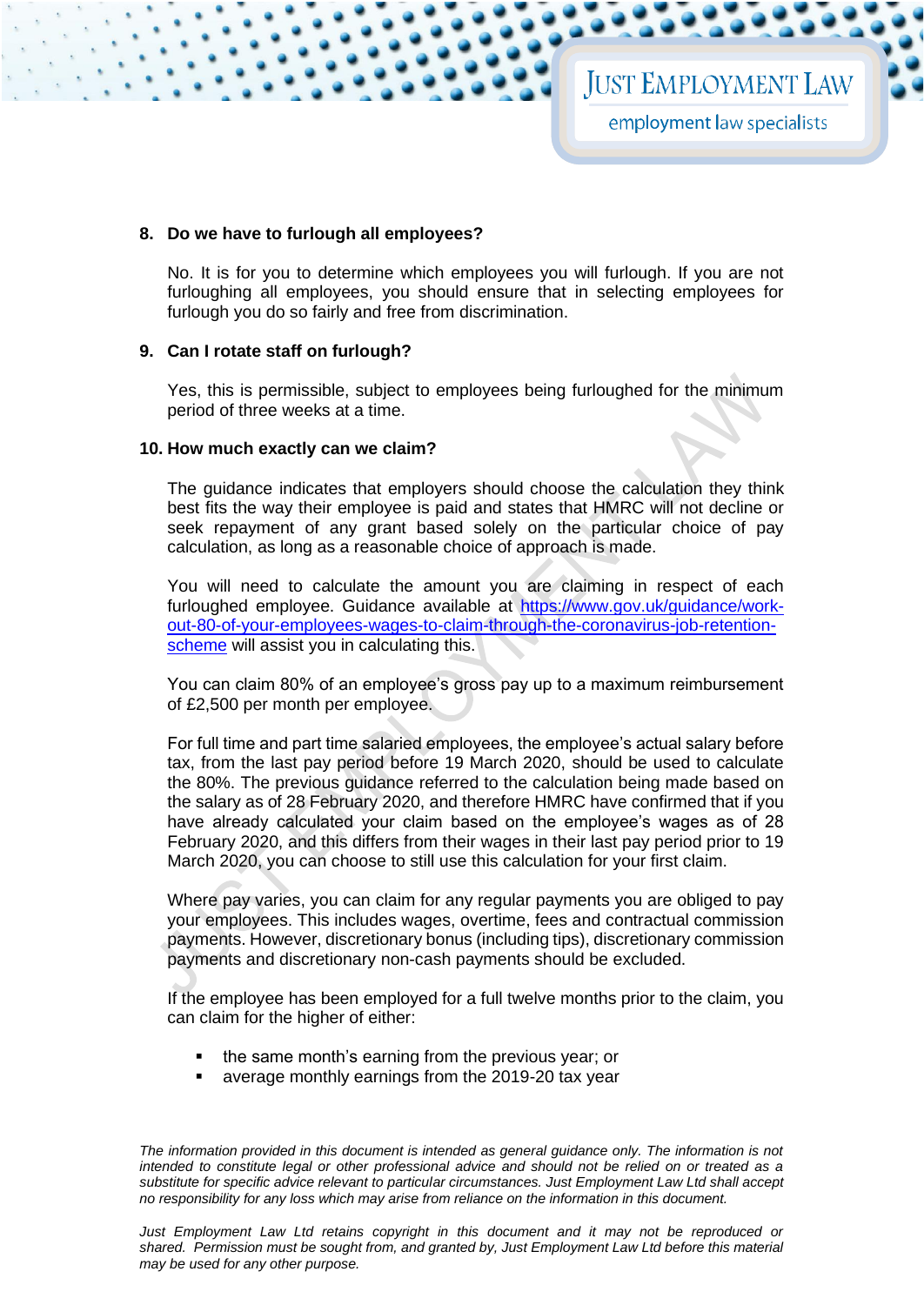**8. Do we have to furlough all employees?**

No. It is for you to determine which employees you will furlough. If you are not furloughing all employees, you should ensure that in selecting employees for furlough you do so fairly and free from discrimination.

**9. Can I rotate staff on furlough?**

Yes, this is permissible, subject to employees being furloughed for the minimum period of three weeks at a time.

**10. How much exactly can we claim?**

The guidance indicates that employers should choose the calculation they think best fits the way their employee is paid and states that HMRC will not decline or seek repayment of any grant based solely on the particular choice of pay calculation, as long as a reasonable choice of approach is made.

You will need to calculate the amount you are claiming in respect of each furloughed employee. Guidance available at [https://www.gov.uk/guidance/work-out-80-of-your-employees-wages-to-claim-through-the-coronavirus-job-retention-scheme](https://www.gov.uk/guidance/work-out-80-of-your-employees-wages-to-claim-through-the-coronavirus-job-retention-scheme) will assist you in calculating this.

You can claim 80% of an employee's gross pay up to a maximum reimbursement of £2,500 per month per employee.

For full time and part time salaried employees, the employee's actual salary before tax, from the last pay period before 19 March 2020, should be used to calculate the 80%. The previous guidance referred to the calculation being made based on the salary as of 28 February 2020, and therefore HMRC have confirmed that if you have already calculated your claim based on the employee's wages as of 28 February 2020, and this differs from their wages in their last pay period prior to 19 March 2020, you can choose to still use this calculation for your first claim.

Where pay varies, you can claim for any regular payments you are obliged to pay your employees. This includes wages, overtime, fees and contractual commission payments. However, discretionary bonus (including tips), discretionary commission payments and discretionary non-cash payments should be excluded.

If the employee has been employed for a full twelve months prior to the claim, you can claim for the higher of either:

- the same month's earning from the previous year; or
- average monthly earnings from the 2019-20 tax year

*The information provided in this document is intended as general guidance only. The information is not intended to constitute legal or other professional advice and should not be relied on or treated as a substitute for specific advice relevant to particular circumstances. Just Employment Law Ltd shall accept no responsibility for any loss which may arise from reliance on the information in this document.*

*Just Employment Law Ltd retains copyright in this document and it may not be reproduced or shared. Permission must be sought from, and granted by, Just Employment Law Ltd before this material may be used for any other purpose.*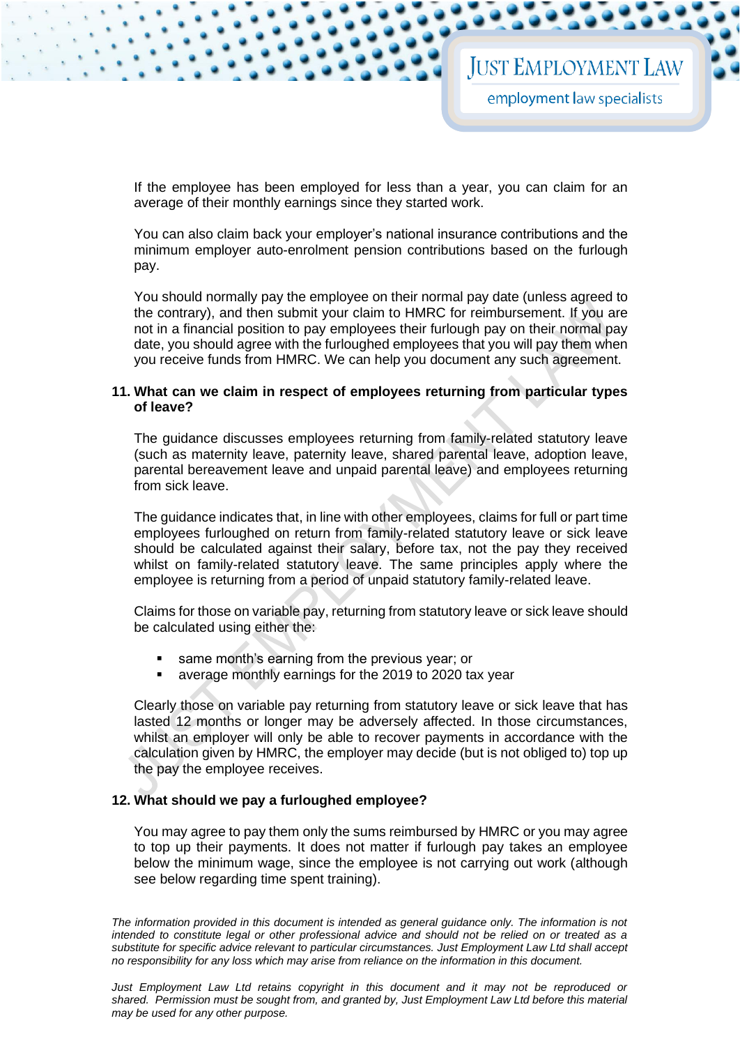If the employee has been employed for less than a year, you can claim for an average of their monthly earnings since they started work.

You can also claim back your employer's national insurance contributions and the minimum employer auto-enrolment pension contributions based on the furlough pay.

You should normally pay the employee on their normal pay date (unless agreed to the contrary), and then submit your claim to HMRC for reimbursement. If you are not in a financial position to pay employees their furlough pay on their normal pay date, you should agree with the furloughed employees that you will pay them when you receive funds from HMRC. We can help you document any such agreement.

### 11. What can we claim in respect of employees returning from particular types of leave?

The guidance discusses employees returning from family-related statutory leave (such as maternity leave, paternity leave, shared parental leave, adoption leave, parental bereavement leave and unpaid parental leave) and employees returning from sick leave.

The guidance indicates that, in line with other employees, claims for full or part time employees furloughed on return from family-related statutory leave or sick leave should be calculated against their salary, before tax, not the pay they received whilst on family-related statutory leave. The same principles apply where the employee is returning from a period of unpaid statutory family-related leave.

Claims for those on variable pay, returning from statutory leave or sick leave should be calculated using either the:

- same month's earning from the previous year; or
- average monthly earnings for the 2019 to 2020 tax year

Clearly those on variable pay returning from statutory leave or sick leave that has lasted 12 months or longer may be adversely affected. In those circumstances, whilst an employer will only be able to recover payments in accordance with the calculation given by HMRC, the employer may decide (but is not obliged to) top up the pay the employee receives.

### 12. What should we pay a furloughed employee?

You may agree to pay them only the sums reimbursed by HMRC or you may agree to top up their payments. It does not matter if furlough pay takes an employee below the minimum wage, since the employee is not carrying out work (although see below regarding time spent training).

*The information provided in this document is intended as general guidance only. The information is not intended to constitute legal or other professional advice and should not be relied on or treated as a substitute for specific advice relevant to particular circumstances. Just Employment Law Ltd shall accept no responsibility for any loss which may arise from reliance on the information in this document.*

*Just Employment Law Ltd retains copyright in this document and it may not be reproduced or shared. Permission must be sought from, and granted by, Just Employment Law Ltd before this material may be used for any other purpose.*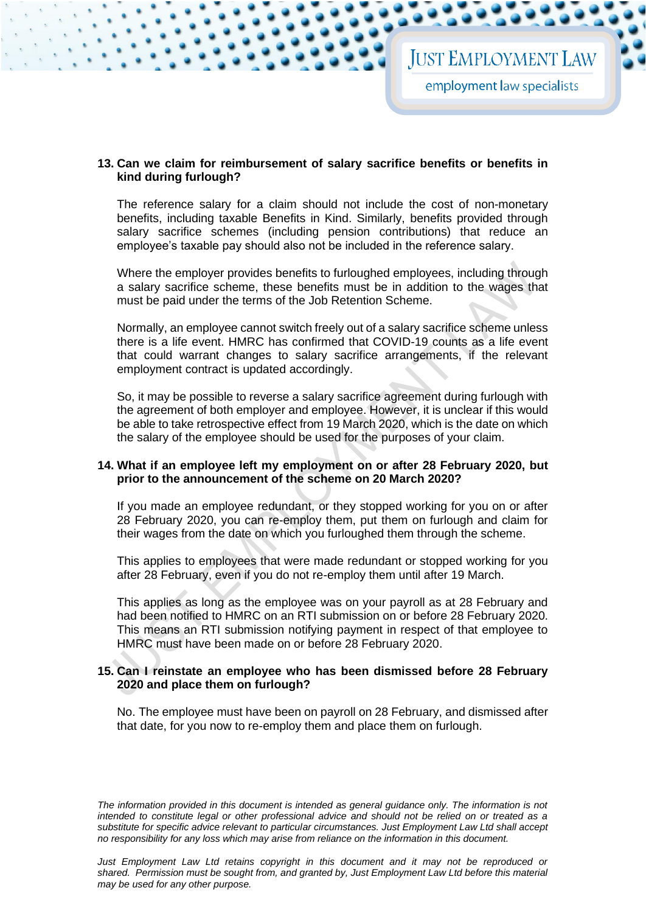**13. Can we claim for reimbursement of salary sacrifice benefits or benefits in kind during furlough?**

The reference salary for a claim should not include the cost of non-monetary benefits, including taxable Benefits in Kind. Similarly, benefits provided through salary sacrifice schemes (including pension contributions) that reduce an employee's taxable pay should also not be included in the reference salary.

Where the employer provides benefits to furloughed employees, including through a salary sacrifice scheme, these benefits must be in addition to the wages that must be paid under the terms of the Job Retention Scheme.

Normally, an employee cannot switch freely out of a salary sacrifice scheme unless there is a life event. HMRC has confirmed that COVID-19 counts as a life event that could warrant changes to salary sacrifice arrangements, if the relevant employment contract is updated accordingly.

So, it may be possible to reverse a salary sacrifice agreement during furlough with the agreement of both employer and employee. However, it is unclear if this would be able to take retrospective effect from 19 March 2020, which is the date on which the salary of the employee should be used for the purposes of your claim.

**14. What if an employee left my employment on or after 28 February 2020, but prior to the announcement of the scheme on 20 March 2020?**

If you made an employee redundant, or they stopped working for you on or after 28 February 2020, you can re-employ them, put them on furlough and claim for their wages from the date on which you furloughed them through the scheme.

This applies to employees that were made redundant or stopped working for you after 28 February, even if you do not re-employ them until after 19 March.

This applies as long as the employee was on your payroll as at 28 February and had been notified to HMRC on an RTI submission on or before 28 February 2020. This means an RTI submission notifying payment in respect of that employee to HMRC must have been made on or before 28 February 2020.

**15. Can I reinstate an employee who has been dismissed before 28 February 2020 and place them on furlough?**

No. The employee must have been on payroll on 28 February, and dismissed after that date, for you now to re-employ them and place them on furlough.

*The information provided in this document is intended as general guidance only. The information is not intended to constitute legal or other professional advice and should not be relied on or treated as a substitute for specific advice relevant to particular circumstances. Just Employment Law Ltd shall accept no responsibility for any loss which may arise from reliance on the information in this document.*

*Just Employment Law Ltd retains copyright in this document and it may not be reproduced or shared. Permission must be sought from, and granted by, Just Employment Law Ltd before this material may be used for any other purpose.*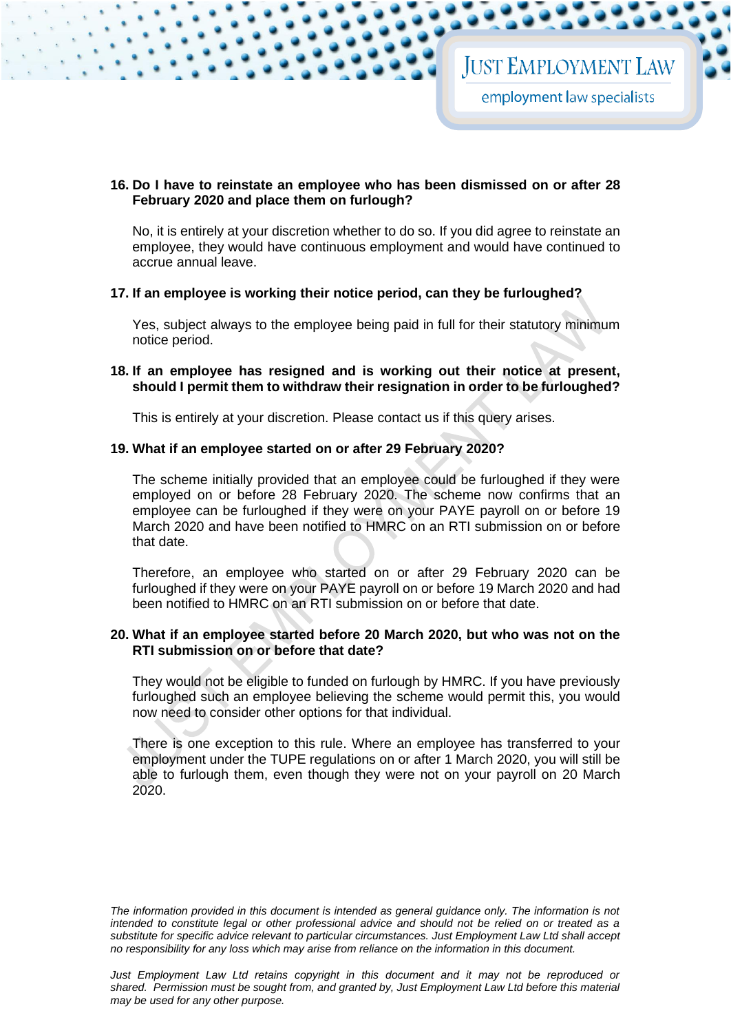**16. Do I have to reinstate an employee who has been dismissed on or after 28 February 2020 and place them on furlough?**

No, it is entirely at your discretion whether to do so. If you did agree to reinstate an employee, they would have continuous employment and would have continued to accrue annual leave.

**17. If an employee is working their notice period, can they be furloughed?**

Yes, subject always to the employee being paid in full for their statutory minimum notice period.

**18. If an employee has resigned and is working out their notice at present, should I permit them to withdraw their resignation in order to be furloughed?**

This is entirely at your discretion. Please contact us if this query arises.

**19. What if an employee started on or after 29 February 2020?**

The scheme initially provided that an employee could be furloughed if they were employed on or before 28 February 2020. The scheme now confirms that an employee can be furloughed if they were on your PAYE payroll on or before 19 March 2020 and have been notified to HMRC on an RTI submission on or before that date.

Therefore, an employee who started on or after 29 February 2020 can be furloughed if they were on your PAYE payroll on or before 19 March 2020 and had been notified to HMRC on an RTI submission on or before that date.

**20. What if an employee started before 20 March 2020, but who was not on the RTI submission on or before that date?**

They would not be eligible to funded on furlough by HMRC. If you have previously furloughed such an employee believing the scheme would permit this, you would now need to consider other options for that individual.

There is one exception to this rule. Where an employee has transferred to your employment under the TUPE regulations on or after 1 March 2020, you will still be able to furlough them, even though they were not on your payroll on 20 March 2020.

*The information provided in this document is intended as general guidance only. The information is not intended to constitute legal or other professional advice and should not be relied on or treated as a substitute for specific advice relevant to particular circumstances. Just Employment Law Ltd shall accept no responsibility for any loss which may arise from reliance on the information in this document.*

*Just Employment Law Ltd retains copyright in this document and it may not be reproduced or shared. Permission must be sought from, and granted by, Just Employment Law Ltd before this material may be used for any other purpose.*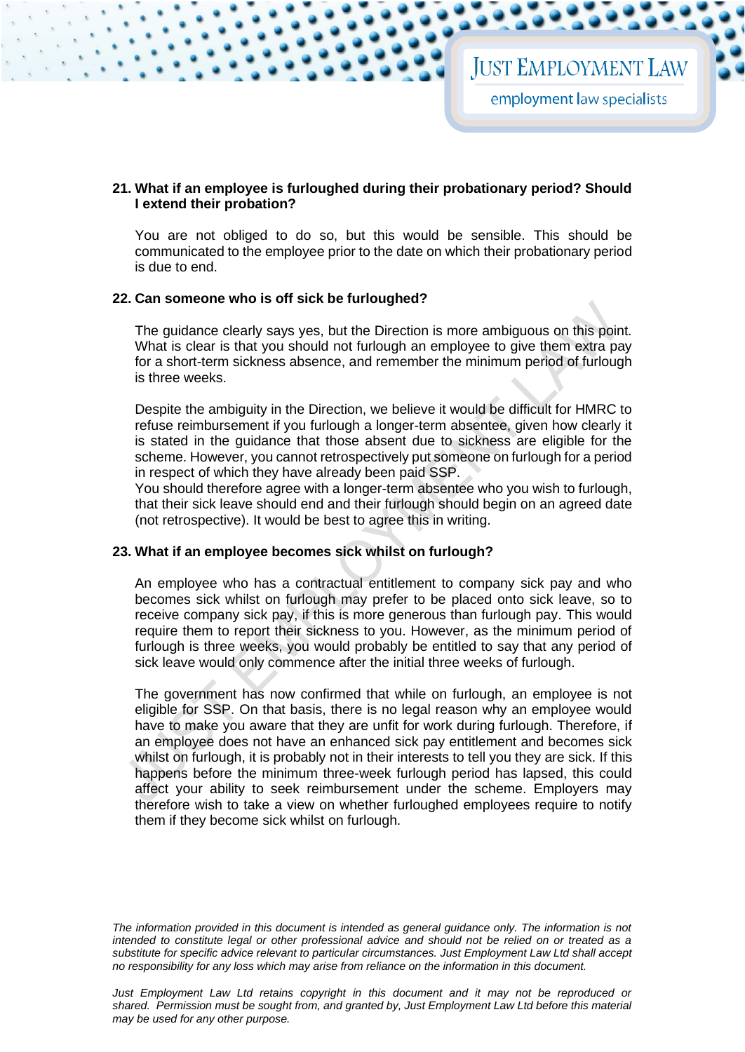**21. What if an employee is furloughed during their probationary period? Should I extend their probation?**

You are not obliged to do so, but this would be sensible. This should be communicated to the employee prior to the date on which their probationary period is due to end.

**22. Can someone who is off sick be furloughed?**

The guidance clearly says yes, but the Direction is more ambiguous on this point. What is clear is that you should not furlough an employee to give them extra pay for a short-term sickness absence, and remember the minimum period of furlough is three weeks.

Despite the ambiguity in the Direction, we believe it would be difficult for HMRC to refuse reimbursement if you furlough a longer-term absentee, given how clearly it is stated in the guidance that those absent due to sickness are eligible for the scheme. However, you cannot retrospectively put someone on furlough for a period in respect of which they have already been paid SSP.
You should therefore agree with a longer-term absentee who you wish to furlough, that their sick leave should end and their furlough should begin on an agreed date (not retrospective). It would be best to agree this in writing.

**23. What if an employee becomes sick whilst on furlough?**

An employee who has a contractual entitlement to company sick pay and who becomes sick whilst on furlough may prefer to be placed onto sick leave, so to receive company sick pay, if this is more generous than furlough pay. This would require them to report their sickness to you. However, as the minimum period of furlough is three weeks, you would probably be entitled to say that any period of sick leave would only commence after the initial three weeks of furlough.

The government has now confirmed that while on furlough, an employee is not eligible for SSP. On that basis, there is no legal reason why an employee would have to make you aware that they are unfit for work during furlough. Therefore, if an employee does not have an enhanced sick pay entitlement and becomes sick whilst on furlough, it is probably not in their interests to tell you they are sick. If this happens before the minimum three-week furlough period has lapsed, this could affect your ability to seek reimbursement under the scheme. Employers may therefore wish to take a view on whether furloughed employees require to notify them if they become sick whilst on furlough.

*The information provided in this document is intended as general guidance only. The information is not intended to constitute legal or other professional advice and should not be relied on or treated as a substitute for specific advice relevant to particular circumstances. Just Employment Law Ltd shall accept no responsibility for any loss which may arise from reliance on the information in this document.*

*Just Employment Law Ltd retains copyright in this document and it may not be reproduced or shared. Permission must be sought from, and granted by, Just Employment Law Ltd before this material may be used for any other purpose.*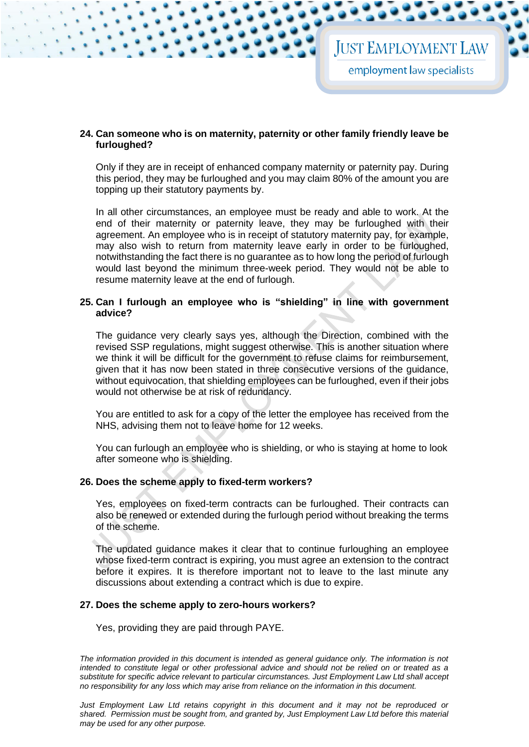**24. Can someone who is on maternity, paternity or other family friendly leave be furloughed?**

Only if they are in receipt of enhanced company maternity or paternity pay. During this period, they may be furloughed and you may claim 80% of the amount you are topping up their statutory payments by.

In all other circumstances, an employee must be ready and able to work. At the end of their maternity or paternity leave, they may be furloughed with their agreement. An employee who is in receipt of statutory maternity pay, for example, may also wish to return from maternity leave early in order to be furloughed, notwithstanding the fact there is no guarantee as to how long the period of furlough would last beyond the minimum three-week period. They would not be able to resume maternity leave at the end of furlough.

**25. Can I furlough an employee who is "shielding" in line with government advice?**

The guidance very clearly says yes, although the Direction, combined with the revised SSP regulations, might suggest otherwise. This is another situation where we think it will be difficult for the government to refuse claims for reimbursement, given that it has now been stated in three consecutive versions of the guidance, without equivocation, that shielding employees can be furloughed, even if their jobs would not otherwise be at risk of redundancy.

You are entitled to ask for a copy of the letter the employee has received from the NHS, advising them not to leave home for 12 weeks.

You can furlough an employee who is shielding, or who is staying at home to look after someone who is shielding.

**26. Does the scheme apply to fixed-term workers?**

Yes, employees on fixed-term contracts can be furloughed. Their contracts can also be renewed or extended during the furlough period without breaking the terms of the scheme.

The updated guidance makes it clear that to continue furloughing an employee whose fixed-term contract is expiring, you must agree an extension to the contract before it expires. It is therefore important not to leave to the last minute any discussions about extending a contract which is due to expire.

**27. Does the scheme apply to zero-hours workers?**

Yes, providing they are paid through PAYE.

*The information provided in this document is intended as general guidance only. The information is not intended to constitute legal or other professional advice and should not be relied on or treated as a substitute for specific advice relevant to particular circumstances. Just Employment Law Ltd shall accept no responsibility for any loss which may arise from reliance on the information in this document.*

*Just Employment Law Ltd retains copyright in this document and it may not be reproduced or shared. Permission must be sought from, and granted by, Just Employment Law Ltd before this material may be used for any other purpose.*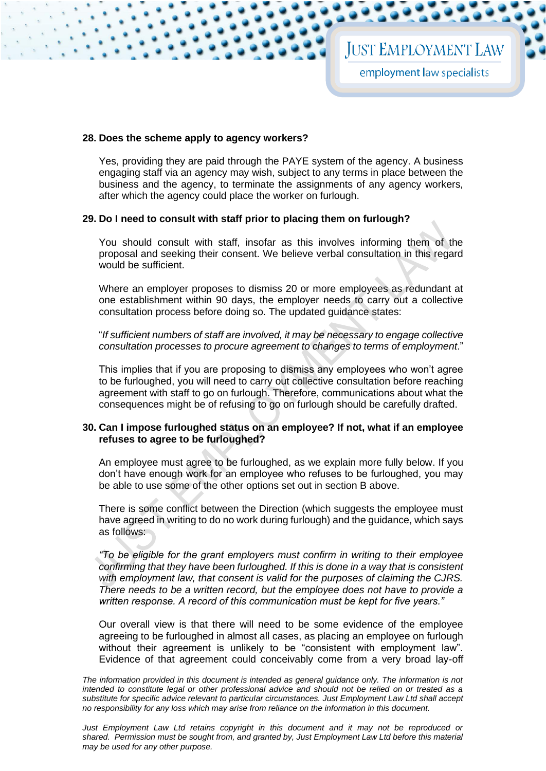**28. Does the scheme apply to agency workers?**

Yes, providing they are paid through the PAYE system of the agency. A business engaging staff via an agency may wish, subject to any terms in place between the business and the agency, to terminate the assignments of any agency workers, after which the agency could place the worker on furlough.

**29. Do I need to consult with staff prior to placing them on furlough?**

You should consult with staff, insofar as this involves informing them of the proposal and seeking their consent. We believe verbal consultation in this regard would be sufficient.

Where an employer proposes to dismiss 20 or more employees as redundant at one establishment within 90 days, the employer needs to carry out a collective consultation process before doing so. The updated guidance states:

"*If sufficient numbers of staff are involved, it may be necessary to engage collective consultation processes to procure agreement to changes to terms of employment*."

This implies that if you are proposing to dismiss any employees who won't agree to be furloughed, you will need to carry out collective consultation before reaching agreement with staff to go on furlough. Therefore, communications about what the consequences might be of refusing to go on furlough should be carefully drafted.

**30. Can I impose furloughed status on an employee? If not, what if an employee refuses to agree to be furloughed?**

An employee must agree to be furloughed, as we explain more fully below. If you don't have enough work for an employee who refuses to be furloughed, you may be able to use some of the other options set out in section B above.

There is some conflict between the Direction (which suggests the employee must have agreed in writing to do no work during furlough) and the guidance, which says as follows:

*"To be eligible for the grant employers must confirm in writing to their employee confirming that they have been furloughed. If this is done in a way that is consistent with employment law, that consent is valid for the purposes of claiming the CJRS. There needs to be a written record, but the employee does not have to provide a written response. A record of this communication must be kept for five years."*

Our overall view is that there will need to be some evidence of the employee agreeing to be furloughed in almost all cases, as placing an employee on furlough without their agreement is unlikely to be "consistent with employment law". Evidence of that agreement could conceivably come from a very broad lay-off

*The information provided in this document is intended as general guidance only. The information is not intended to constitute legal or other professional advice and should not be relied on or treated as a substitute for specific advice relevant to particular circumstances. Just Employment Law Ltd shall accept no responsibility for any loss which may arise from reliance on the information in this document.*

*Just Employment Law Ltd retains copyright in this document and it may not be reproduced or shared. Permission must be sought from, and granted by, Just Employment Law Ltd before this material may be used for any other purpose.*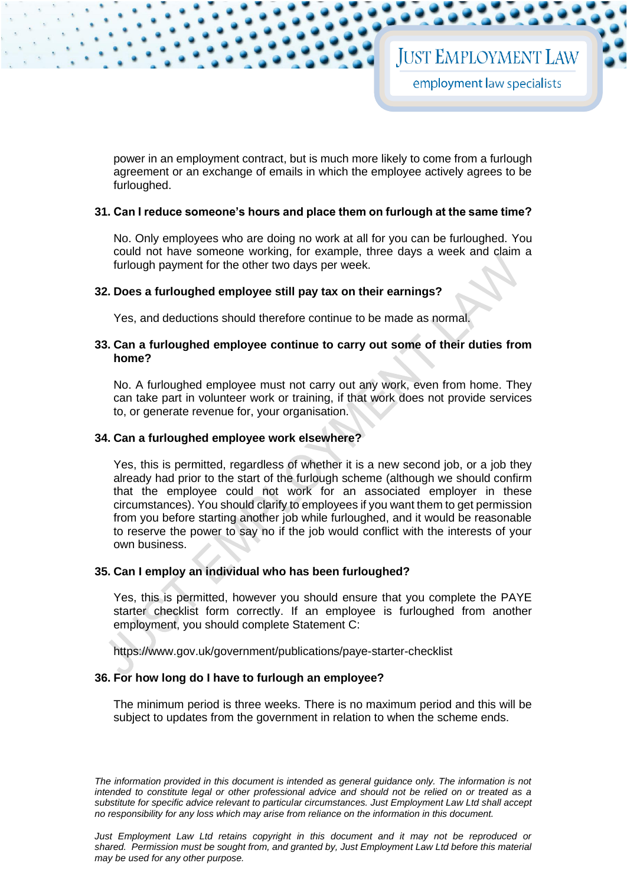power in an employment contract, but is much more likely to come from a furlough agreement or an exchange of emails in which the employee actively agrees to be furloughed.

**31. Can I reduce someone's hours and place them on furlough at the same time?**

No. Only employees who are doing no work at all for you can be furloughed. You could not have someone working, for example, three days a week and claim a furlough payment for the other two days per week.

**32. Does a furloughed employee still pay tax on their earnings?**

Yes, and deductions should therefore continue to be made as normal.

**33. Can a furloughed employee continue to carry out some of their duties from home?**

No. A furloughed employee must not carry out any work, even from home. They can take part in volunteer work or training, if that work does not provide services to, or generate revenue for, your organisation.

**34. Can a furloughed employee work elsewhere?**

Yes, this is permitted, regardless of whether it is a new second job, or a job they already had prior to the start of the furlough scheme (although we should confirm that the employee could not work for an associated employer in these circumstances). You should clarify to employees if you want them to get permission from you before starting another job while furloughed, and it would be reasonable to reserve the power to say no if the job would conflict with the interests of your own business.

**35. Can I employ an individual who has been furloughed?**

Yes, this is permitted, however you should ensure that you complete the PAYE starter checklist form correctly. If an employee is furloughed from another employment, you should complete Statement C:

https://www.gov.uk/government/publications/paye-starter-checklist

**36. For how long do I have to furlough an employee?**

The minimum period is three weeks. There is no maximum period and this will be subject to updates from the government in relation to when the scheme ends.

*The information provided in this document is intended as general guidance only. The information is not intended to constitute legal or other professional advice and should not be relied on or treated as a substitute for specific advice relevant to particular circumstances. Just Employment Law Ltd shall accept no responsibility for any loss which may arise from reliance on the information in this document.*

*Just Employment Law Ltd retains copyright in this document and it may not be reproduced or shared. Permission must be sought from, and granted by, Just Employment Law Ltd before this material may be used for any other purpose.*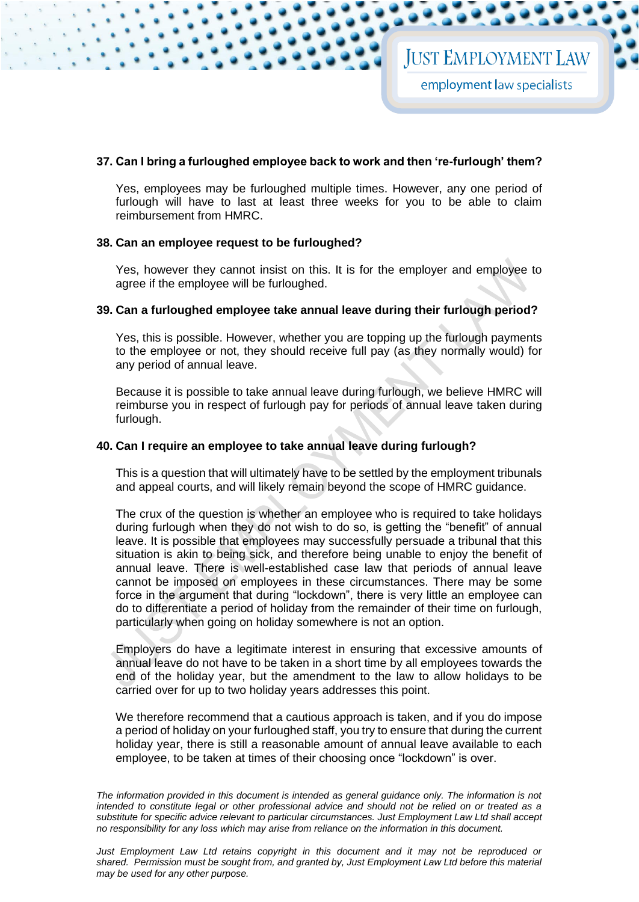**37. Can I bring a furloughed employee back to work and then 're-furlough' them?**

Yes, employees may be furloughed multiple times. However, any one period of furlough will have to last at least three weeks for you to be able to claim reimbursement from HMRC.

**38. Can an employee request to be furloughed?**

Yes, however they cannot insist on this. It is for the employer and employee to agree if the employee will be furloughed.

**39. Can a furloughed employee take annual leave during their furlough period?**

Yes, this is possible. However, whether you are topping up the furlough payments to the employee or not, they should receive full pay (as they normally would) for any period of annual leave.

Because it is possible to take annual leave during furlough, we believe HMRC will reimburse you in respect of furlough pay for periods of annual leave taken during furlough.

**40. Can I require an employee to take annual leave during furlough?**

This is a question that will ultimately have to be settled by the employment tribunals and appeal courts, and will likely remain beyond the scope of HMRC guidance.

The crux of the question is whether an employee who is required to take holidays during furlough when they do not wish to do so, is getting the "benefit" of annual leave. It is possible that employees may successfully persuade a tribunal that this situation is akin to being sick, and therefore being unable to enjoy the benefit of annual leave. There is well-established case law that periods of annual leave cannot be imposed on employees in these circumstances. There may be some force in the argument that during "lockdown", there is very little an employee can do to differentiate a period of holiday from the remainder of their time on furlough, particularly when going on holiday somewhere is not an option.

Employers do have a legitimate interest in ensuring that excessive amounts of annual leave do not have to be taken in a short time by all employees towards the end of the holiday year, but the amendment to the law to allow holidays to be carried over for up to two holiday years addresses this point.

We therefore recommend that a cautious approach is taken, and if you do impose a period of holiday on your furloughed staff, you try to ensure that during the current holiday year, there is still a reasonable amount of annual leave available to each employee, to be taken at times of their choosing once "lockdown" is over.

*The information provided in this document is intended as general guidance only. The information is not intended to constitute legal or other professional advice and should not be relied on or treated as a substitute for specific advice relevant to particular circumstances. Just Employment Law Ltd shall accept no responsibility for any loss which may arise from reliance on the information in this document.*

*Just Employment Law Ltd retains copyright in this document and it may not be reproduced or shared. Permission must be sought from, and granted by, Just Employment Law Ltd before this material may be used for any other purpose.*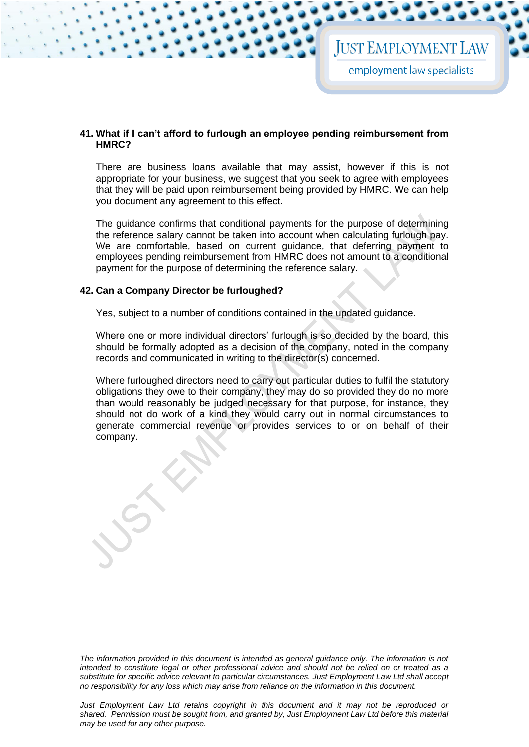### 41. What if I can't afford to furlough an employee pending reimbursement from HMRC?

There are business loans available that may assist, however if this is not appropriate for your business, we suggest that you seek to agree with employees that they will be paid upon reimbursement being provided by HMRC. We can help you document any agreement to this effect.

The guidance confirms that conditional payments for the purpose of determining the reference salary cannot be taken into account when calculating furlough pay. We are comfortable, based on current guidance, that deferring payment to employees pending reimbursement from HMRC does not amount to a conditional payment for the purpose of determining the reference salary.

### 42. Can a Company Director be furloughed?

Yes, subject to a number of conditions contained in the updated guidance.

Where one or more individual directors' furlough is so decided by the board, this should be formally adopted as a decision of the company, noted in the company records and communicated in writing to the director(s) concerned.

Where furloughed directors need to carry out particular duties to fulfil the statutory obligations they owe to their company, they may do so provided they do no more than would reasonably be judged necessary for that purpose, for instance, they should not do work of a kind they would carry out in normal circumstances to generate commercial revenue or provides services to or on behalf of their company.

*The information provided in this document is intended as general guidance only. The information is not intended to constitute legal or other professional advice and should not be relied on or treated as a substitute for specific advice relevant to particular circumstances. Just Employment Law Ltd shall accept no responsibility for any loss which may arise from reliance on the information in this document.*

*Just Employment Law Ltd retains copyright in this document and it may not be reproduced or shared. Permission must be sought from, and granted by, Just Employment Law Ltd before this material may be used for any other purpose.*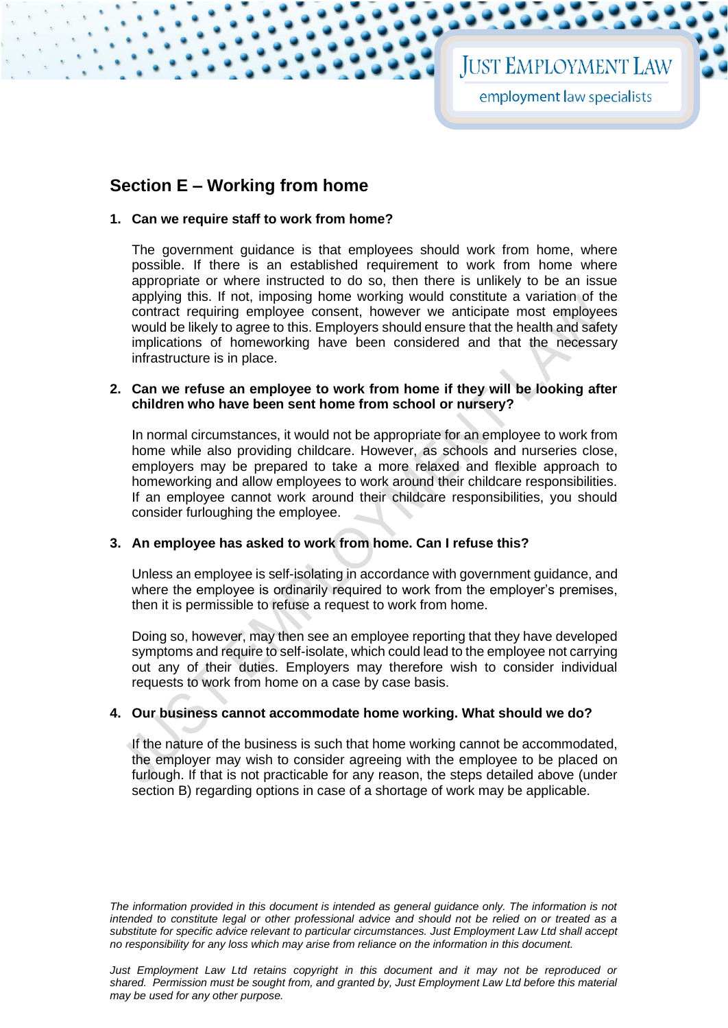## Section E – Working from home

1. **Can we require staff to work from home?**

   The government guidance is that employees should work from home, where possible. If there is an established requirement to work from home where appropriate or where instructed to do so, then there is unlikely to be an issue applying this. If not, imposing home working would constitute a variation of the contract requiring employee consent, however we anticipate most employees would be likely to agree to this. Employers should ensure that the health and safety implications of homeworking have been considered and that the necessary infrastructure is in place.

2. **Can we refuse an employee to work from home if they will be looking after children who have been sent home from school or nursery?**

   In normal circumstances, it would not be appropriate for an employee to work from home while also providing childcare. However, as schools and nurseries close, employers may be prepared to take a more relaxed and flexible approach to homeworking and allow employees to work around their childcare responsibilities. If an employee cannot work around their childcare responsibilities, you should consider furloughing the employee.

3. **An employee has asked to work from home. Can I refuse this?**

   Unless an employee is self-isolating in accordance with government guidance, and where the employee is ordinarily required to work from the employer's premises, then it is permissible to refuse a request to work from home.

   Doing so, however, may then see an employee reporting that they have developed symptoms and require to self-isolate, which could lead to the employee not carrying out any of their duties. Employers may therefore wish to consider individual requests to work from home on a case by case basis.

4. **Our business cannot accommodate home working. What should we do?**

   If the nature of the business is such that home working cannot be accommodated, the employer may wish to consider agreeing with the employee to be placed on furlough. If that is not practicable for any reason, the steps detailed above (under section B) regarding options in case of a shortage of work may be applicable.

*The information provided in this document is intended as general guidance only. The information is not intended to constitute legal or other professional advice and should not be relied on or treated as a substitute for specific advice relevant to particular circumstances. Just Employment Law Ltd shall accept no responsibility for any loss which may arise from reliance on the information in this document.*

*Just Employment Law Ltd retains copyright in this document and it may not be reproduced or shared. Permission must be sought from, and granted by, Just Employment Law Ltd before this material may be used for any other purpose.*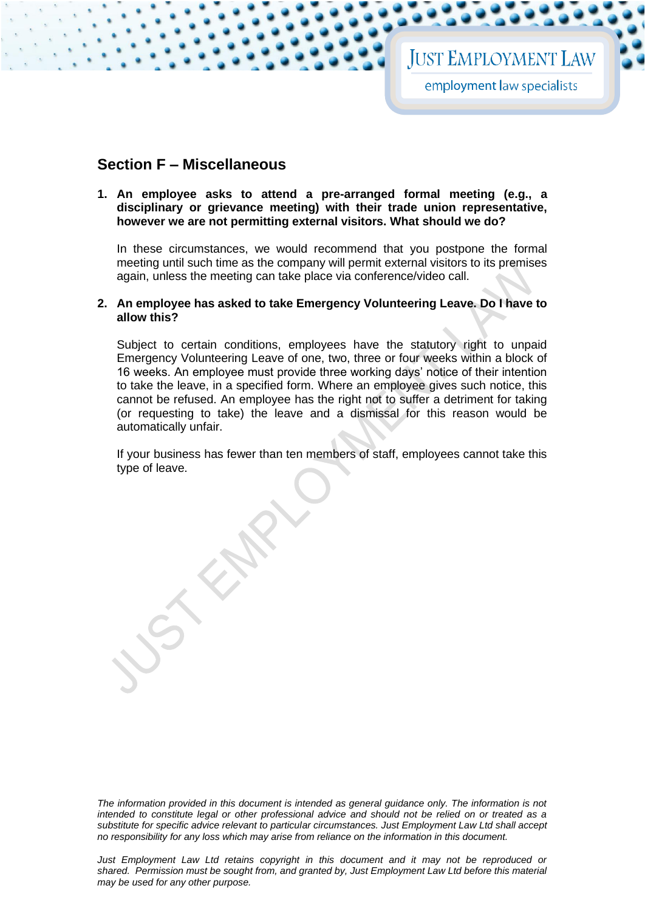## Section F – Miscellaneous

1. **An employee asks to attend a pre-arranged formal meeting (e.g., a disciplinary or grievance meeting) with their trade union representative, however we are not permitting external visitors. What should we do?**

   In these circumstances, we would recommend that you postpone the formal meeting until such time as the company will permit external visitors to its premises again, unless the meeting can take place via conference/video call.

2. **An employee has asked to take Emergency Volunteering Leave. Do I have to allow this?**

   Subject to certain conditions, employees have the statutory right to unpaid Emergency Volunteering Leave of one, two, three or four weeks within a block of 16 weeks. An employee must provide three working days' notice of their intention to take the leave, in a specified form. Where an employee gives such notice, this cannot be refused. An employee has the right not to suffer a detriment for taking (or requesting to take) the leave and a dismissal for this reason would be automatically unfair.

   If your business has fewer than ten members of staff, employees cannot take this type of leave.

*The information provided in this document is intended as general guidance only. The information is not intended to constitute legal or other professional advice and should not be relied on or treated as a substitute for specific advice relevant to particular circumstances. Just Employment Law Ltd shall accept no responsibility for any loss which may arise from reliance on the information in this document.*

*Just Employment Law Ltd retains copyright in this document and it may not be reproduced or shared. Permission must be sought from, and granted by, Just Employment Law Ltd before this material may be used for any other purpose.*